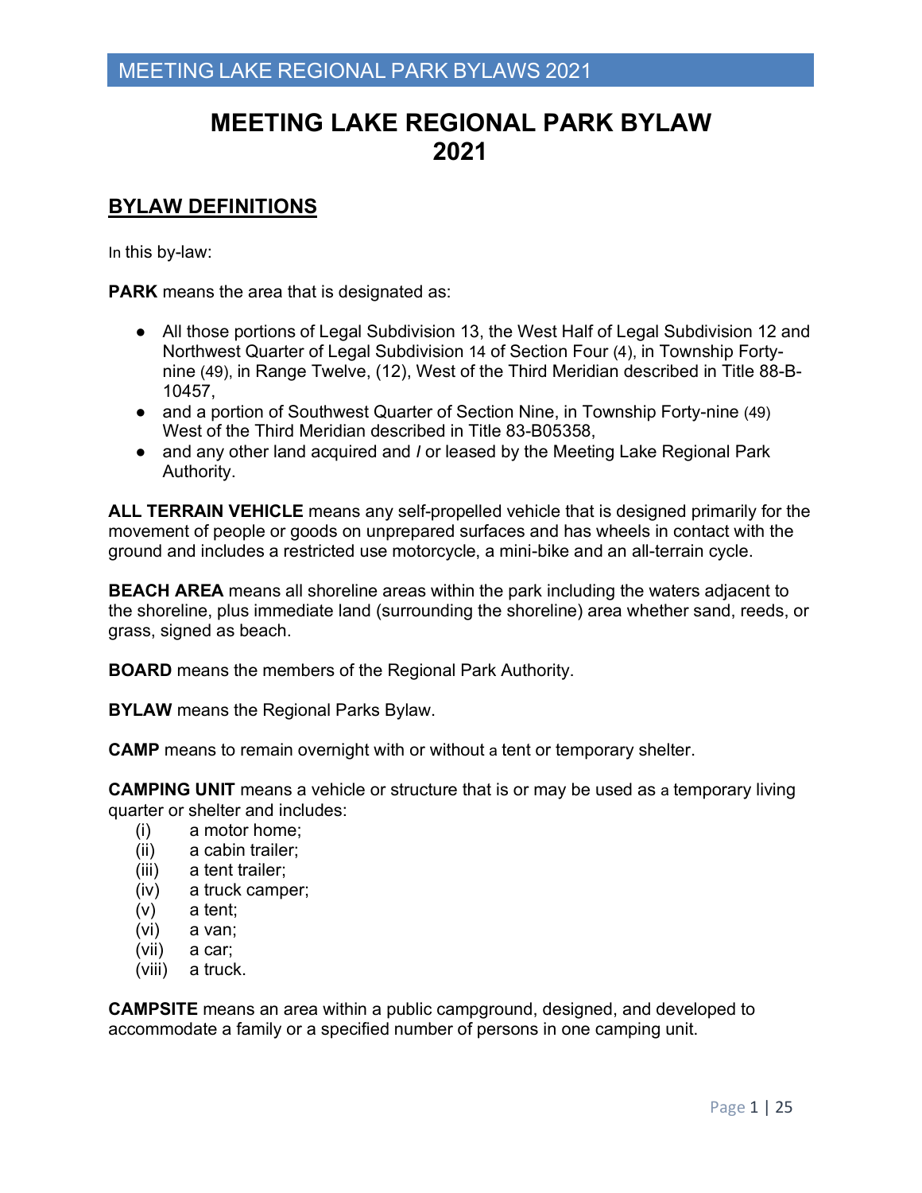# MEETING LAKE REGIONAL PARK BYLAW 2021

## BYLAW DEFINITIONS

In this by-law:

**PARK** means the area that is designated as:

- All those portions of Legal Subdivision 13, the West Half of Legal Subdivision 12 and Northwest Quarter of Legal Subdivision 14 of Section Four (4), in Township Forty-nine (49), in Range Twelve, (12), West of the Third Meridian described in Title 88-B-10457,
- and a portion of Southwest Quarter of Section Nine, in Township Forty-nine (49) West of the Third Meridian described in Title 83-B05358,
- and any other land acquired and / or leased by the Meeting Lake Regional Park Authority.

**ALL TERRAIN VEHICLE** means any self-propelled vehicle that is designed primarily for the movement of people or goods on unprepared surfaces and has wheels in contact with the ground and includes a restricted use motorcycle, a mini-bike and an all-terrain cycle.

**BEACH AREA** means all shoreline areas within the park including the waters adjacent to the shoreline, plus immediate land (surrounding the shoreline) area whether sand, reeds, or grass, signed as beach.

**BOARD** means the members of the Regional Park Authority.

**BYLAW** means the Regional Parks Bylaw.

**CAMP** means to remain overnight with or without a tent or temporary shelter.

**CAMPING UNIT** means a vehicle or structure that is or may be used as a temporary living quarter or shelter and includes:

(i) a motor home;
(ii) a cabin trailer;
(iii) a tent trailer;
(iv) a truck camper;
(v) a tent;
(vi) a van;
(vii) a car;
(viii) a truck.

**CAMPSITE** means an area within a public campground, designed, and developed to accommodate a family or a specified number of persons in one camping unit.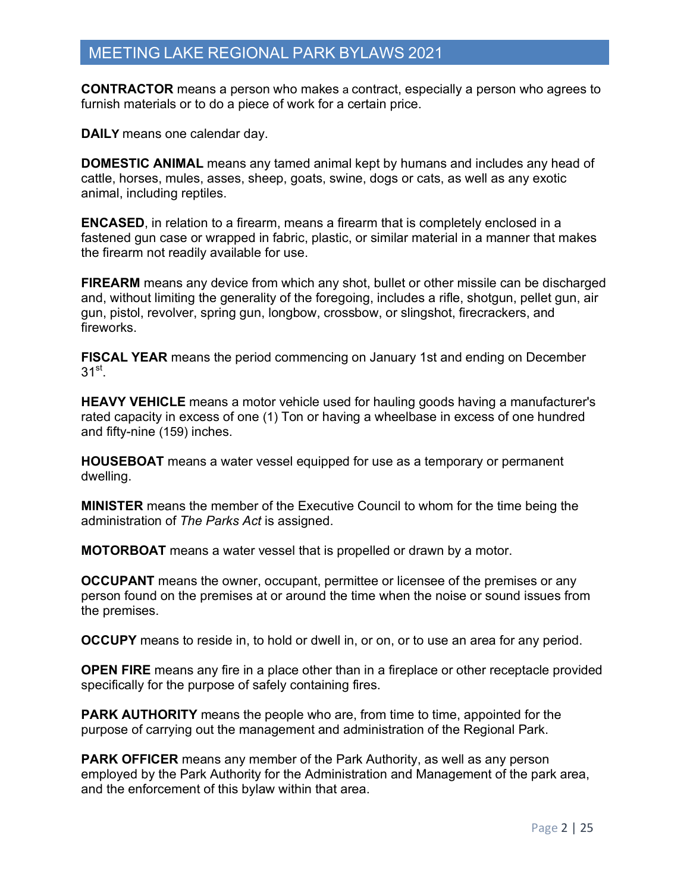**CONTRACTOR** means a person who makes a contract, especially a person who agrees to furnish materials or to do a piece of work for a certain price.

**DAILY** means one calendar day.

**DOMESTIC ANIMAL** means any tamed animal kept by humans and includes any head of cattle, horses, mules, asses, sheep, goats, swine, dogs or cats, as well as any exotic animal, including reptiles.

**ENCASED**, in relation to a firearm, means a firearm that is completely enclosed in a fastened gun case or wrapped in fabric, plastic, or similar material in a manner that makes the firearm not readily available for use.

**FIREARM** means any device from which any shot, bullet or other missile can be discharged and, without limiting the generality of the foregoing, includes a rifle, shotgun, pellet gun, air gun, pistol, revolver, spring gun, longbow, crossbow, or slingshot, firecrackers, and fireworks.

**FISCAL YEAR** means the period commencing on January 1st and ending on December 31st.

**HEAVY VEHICLE** means a motor vehicle used for hauling goods having a manufacturer's rated capacity in excess of one (1) Ton or having a wheelbase in excess of one hundred and fifty-nine (159) inches.

**HOUSEBOAT** means a water vessel equipped for use as a temporary or permanent dwelling.

**MINISTER** means the member of the Executive Council to whom for the time being the administration of *The Parks Act* is assigned.

**MOTORBOAT** means a water vessel that is propelled or drawn by a motor.

**OCCUPANT** means the owner, occupant, permittee or licensee of the premises or any person found on the premises at or around the time when the noise or sound issues from the premises.

**OCCUPY** means to reside in, to hold or dwell in, or on, or to use an area for any period.

**OPEN FIRE** means any fire in a place other than in a fireplace or other receptacle provided specifically for the purpose of safely containing fires.

**PARK AUTHORITY** means the people who are, from time to time, appointed for the purpose of carrying out the management and administration of the Regional Park.

**PARK OFFICER** means any member of the Park Authority, as well as any person employed by the Park Authority for the Administration and Management of the park area, and the enforcement of this bylaw within that area.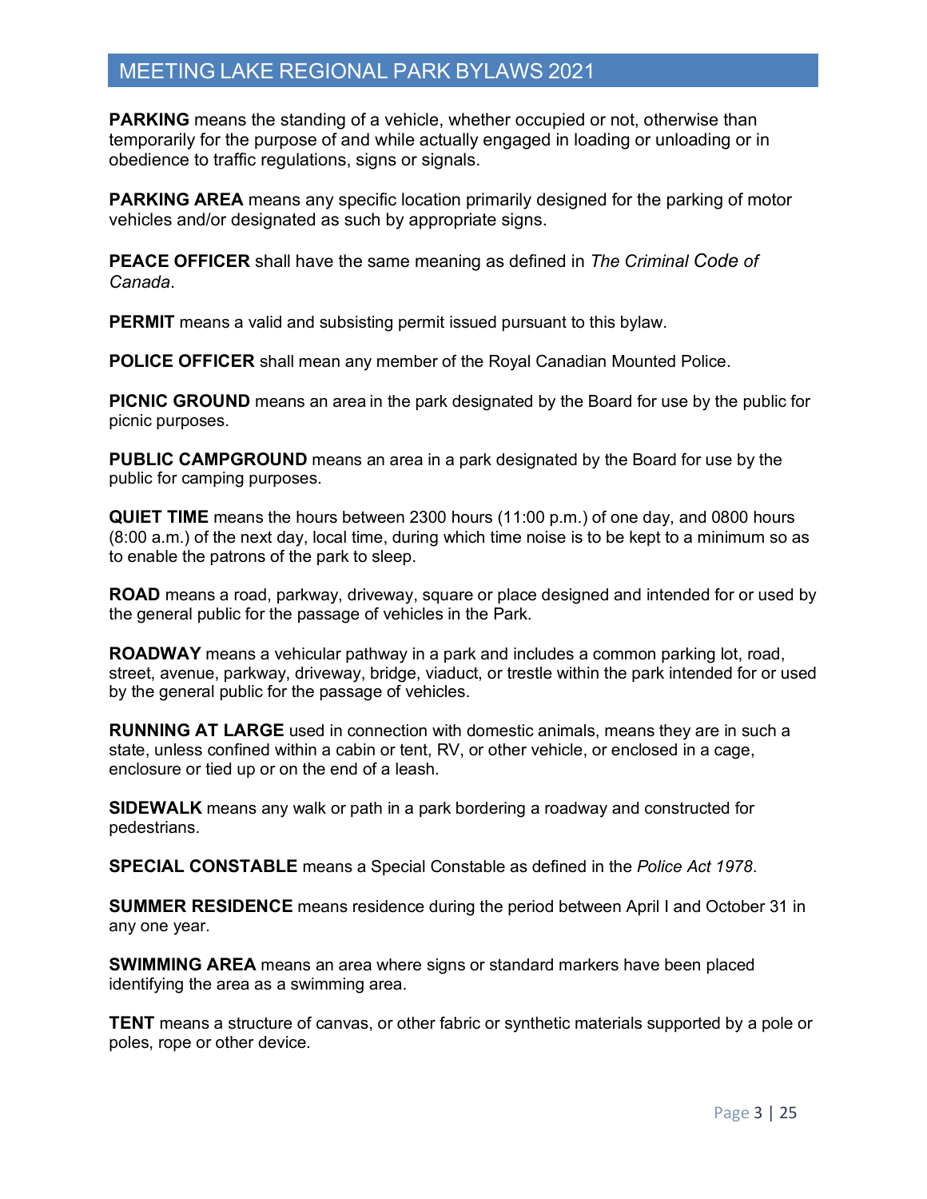**PARKING** means the standing of a vehicle, whether occupied or not, otherwise than temporarily for the purpose of and while actually engaged in loading or unloading or in obedience to traffic regulations, signs or signals.

**PARKING AREA** means any specific location primarily designed for the parking of motor vehicles and/or designated as such by appropriate signs.

**PEACE OFFICER** shall have the same meaning as defined in *The Criminal Code of Canada*.

**PERMIT** means a valid and subsisting permit issued pursuant to this bylaw.

**POLICE OFFICER** shall mean any member of the Royal Canadian Mounted Police.

**PICNIC GROUND** means an area in the park designated by the Board for use by the public for picnic purposes.

**PUBLIC CAMPGROUND** means an area in a park designated by the Board for use by the public for camping purposes.

**QUIET TIME** means the hours between 2300 hours (11:00 p.m.) of one day, and 0800 hours (8:00 a.m.) of the next day, local time, during which time noise is to be kept to a minimum so as to enable the patrons of the park to sleep.

**ROAD** means a road, parkway, driveway, square or place designed and intended for or used by the general public for the passage of vehicles in the Park.

**ROADWAY** means a vehicular pathway in a park and includes a common parking lot, road, street, avenue, parkway, driveway, bridge, viaduct, or trestle within the park intended for or used by the general public for the passage of vehicles.

**RUNNING AT LARGE** used in connection with domestic animals, means they are in such a state, unless confined within a cabin or tent, RV, or other vehicle, or enclosed in a cage, enclosure or tied up or on the end of a leash.

**SIDEWALK** means any walk or path in a park bordering a roadway and constructed for pedestrians.

**SPECIAL CONSTABLE** means a Special Constable as defined in the *Police Act 1978*.

**SUMMER RESIDENCE** means residence during the period between April I and October 31 in any one year.

**SWIMMING AREA** means an area where signs or standard markers have been placed identifying the area as a swimming area.

**TENT** means a structure of canvas, or other fabric or synthetic materials supported by a pole or poles, rope or other device.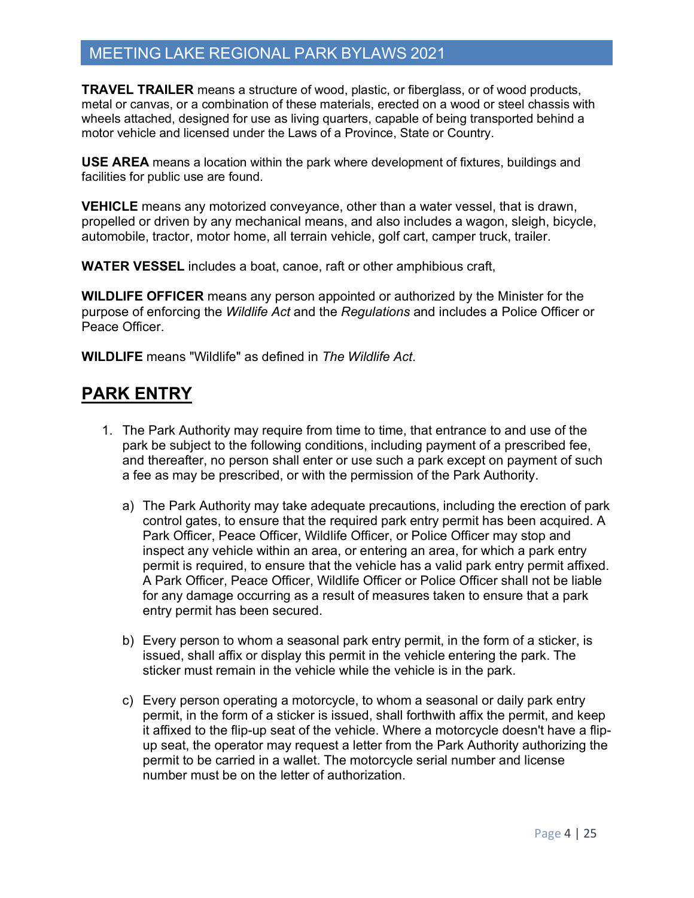**TRAVEL TRAILER** means a structure of wood, plastic, or fiberglass, or of wood products, metal or canvas, or a combination of these materials, erected on a wood or steel chassis with wheels attached, designed for use as living quarters, capable of being transported behind a motor vehicle and licensed under the Laws of a Province, State or Country.

**USE AREA** means a location within the park where development of fixtures, buildings and facilities for public use are found.

**VEHICLE** means any motorized conveyance, other than a water vessel, that is drawn, propelled or driven by any mechanical means, and also includes a wagon, sleigh, bicycle, automobile, tractor, motor home, all terrain vehicle, golf cart, camper truck, trailer.

**WATER VESSEL** includes a boat, canoe, raft or other amphibious craft,

**WILDLIFE OFFICER** means any person appointed or authorized by the Minister for the purpose of enforcing the *Wildlife Act* and the *Regulations* and includes a Police Officer or Peace Officer.

**WILDLIFE** means "Wildlife" as defined in *The Wildlife Act*.

## PARK ENTRY

1. The Park Authority may require from time to time, that entrance to and use of the park be subject to the following conditions, including payment of a prescribed fee, and thereafter, no person shall enter or use such a park except on payment of such a fee as may be prescribed, or with the permission of the Park Authority.

   a) The Park Authority may take adequate precautions, including the erection of park control gates, to ensure that the required park entry permit has been acquired. A Park Officer, Peace Officer, Wildlife Officer, or Police Officer may stop and inspect any vehicle within an area, or entering an area, for which a park entry permit is required, to ensure that the vehicle has a valid park entry permit affixed. A Park Officer, Peace Officer, Wildlife Officer or Police Officer shall not be liable for any damage occurring as a result of measures taken to ensure that a park entry permit has been secured.

   b) Every person to whom a seasonal park entry permit, in the form of a sticker, is issued, shall affix or display this permit in the vehicle entering the park. The sticker must remain in the vehicle while the vehicle is in the park.

   c) Every person operating a motorcycle, to whom a seasonal or daily park entry permit, in the form of a sticker is issued, shall forthwith affix the permit, and keep it affixed to the flip-up seat of the vehicle. Where a motorcycle doesn't have a flip-up seat, the operator may request a letter from the Park Authority authorizing the permit to be carried in a wallet. The motorcycle serial number and license number must be on the letter of authorization.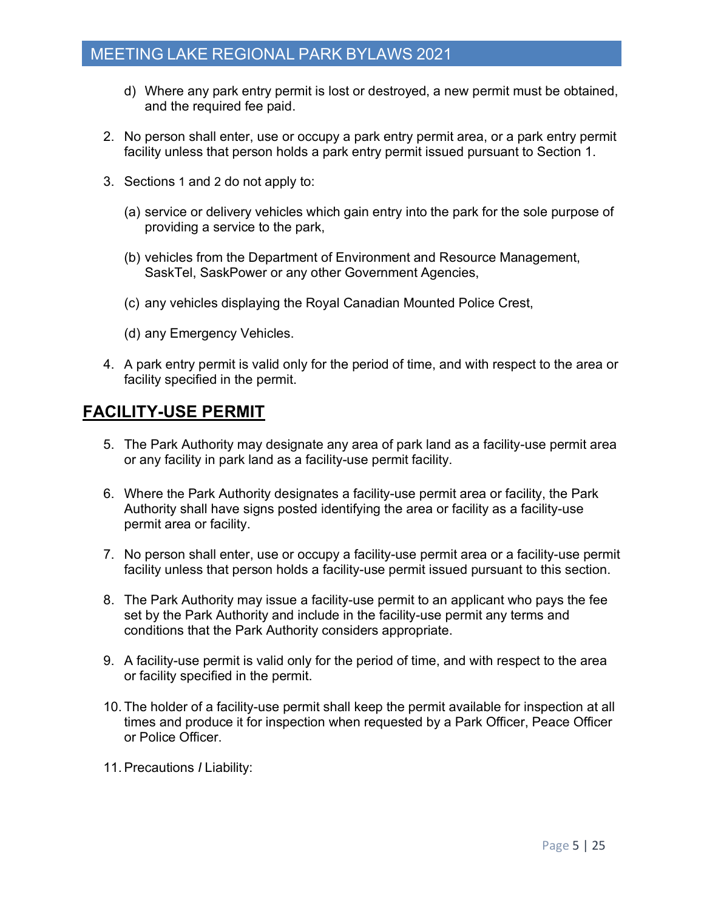d) Where any park entry permit is lost or destroyed, a new permit must be obtained, and the required fee paid.

2. No person shall enter, use or occupy a park entry permit area, or a park entry permit facility unless that person holds a park entry permit issued pursuant to Section 1.

3. Sections 1 and 2 do not apply to:

   (a) service or delivery vehicles which gain entry into the park for the sole purpose of providing a service to the park,

   (b) vehicles from the Department of Environment and Resource Management, SaskTel, SaskPower or any other Government Agencies,

   (c) any vehicles displaying the Royal Canadian Mounted Police Crest,

   (d) any Emergency Vehicles.

4. A park entry permit is valid only for the period of time, and with respect to the area or facility specified in the permit.

## FACILITY-USE PERMIT

5. The Park Authority may designate any area of park land as a facility-use permit area or any facility in park land as a facility-use permit facility.

6. Where the Park Authority designates a facility-use permit area or facility, the Park Authority shall have signs posted identifying the area or facility as a facility-use permit area or facility.

7. No person shall enter, use or occupy a facility-use permit area or a facility-use permit facility unless that person holds a facility-use permit issued pursuant to this section.

8. The Park Authority may issue a facility-use permit to an applicant who pays the fee set by the Park Authority and include in the facility-use permit any terms and conditions that the Park Authority considers appropriate.

9. A facility-use permit is valid only for the period of time, and with respect to the area or facility specified in the permit.

10. The holder of a facility-use permit shall keep the permit available for inspection at all times and produce it for inspection when requested by a Park Officer, Peace Officer or Police Officer.

11. Precautions / Liability: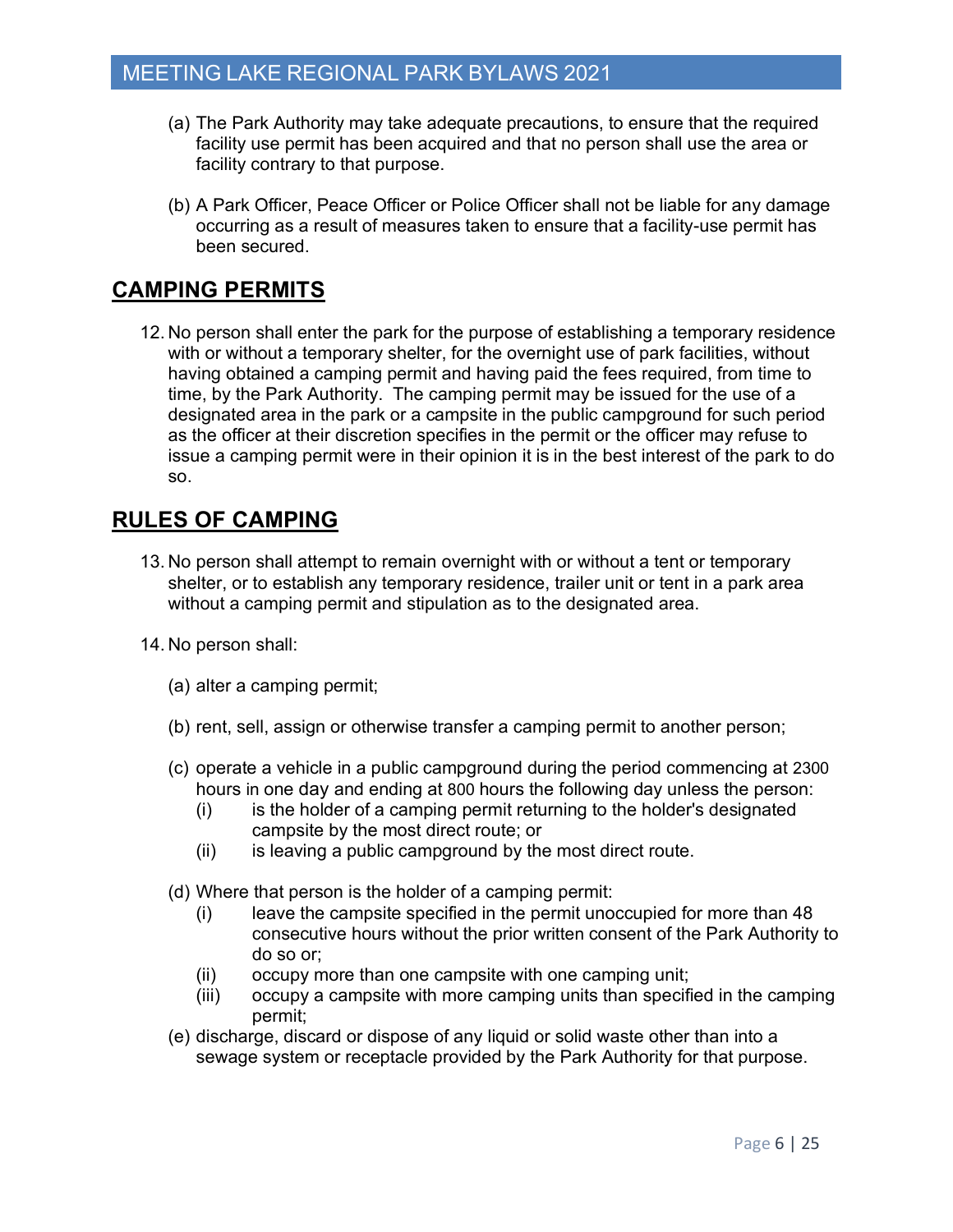(a) The Park Authority may take adequate precautions, to ensure that the required facility use permit has been acquired and that no person shall use the area or facility contrary to that purpose.

(b) A Park Officer, Peace Officer or Police Officer shall not be liable for any damage occurring as a result of measures taken to ensure that a facility-use permit has been secured.

## CAMPING PERMITS

12. No person shall enter the park for the purpose of establishing a temporary residence with or without a temporary shelter, for the overnight use of park facilities, without having obtained a camping permit and having paid the fees required, from time to time, by the Park Authority. The camping permit may be issued for the use of a designated area in the park or a campsite in the public campground for such period as the officer at their discretion specifies in the permit or the officer may refuse to issue a camping permit were in their opinion it is in the best interest of the park to do so.

## RULES OF CAMPING

13. No person shall attempt to remain overnight with or without a tent or temporary shelter, or to establish any temporary residence, trailer unit or tent in a park area without a camping permit and stipulation as to the designated area.

14. No person shall:

   (a) alter a camping permit;

   (b) rent, sell, assign or otherwise transfer a camping permit to another person;

   (c) operate a vehicle in a public campground during the period commencing at 2300 hours in one day and ending at 800 hours the following day unless the person:
      (i) is the holder of a camping permit returning to the holder's designated campsite by the most direct route; or
      (ii) is leaving a public campground by the most direct route.

   (d) Where that person is the holder of a camping permit:
      (i) leave the campsite specified in the permit unoccupied for more than 48 consecutive hours without the prior written consent of the Park Authority to do so or;
      (ii) occupy more than one campsite with one camping unit;
      (iii) occupy a campsite with more camping units than specified in the camping permit;

   (e) discharge, discard or dispose of any liquid or solid waste other than into a sewage system or receptacle provided by the Park Authority for that purpose.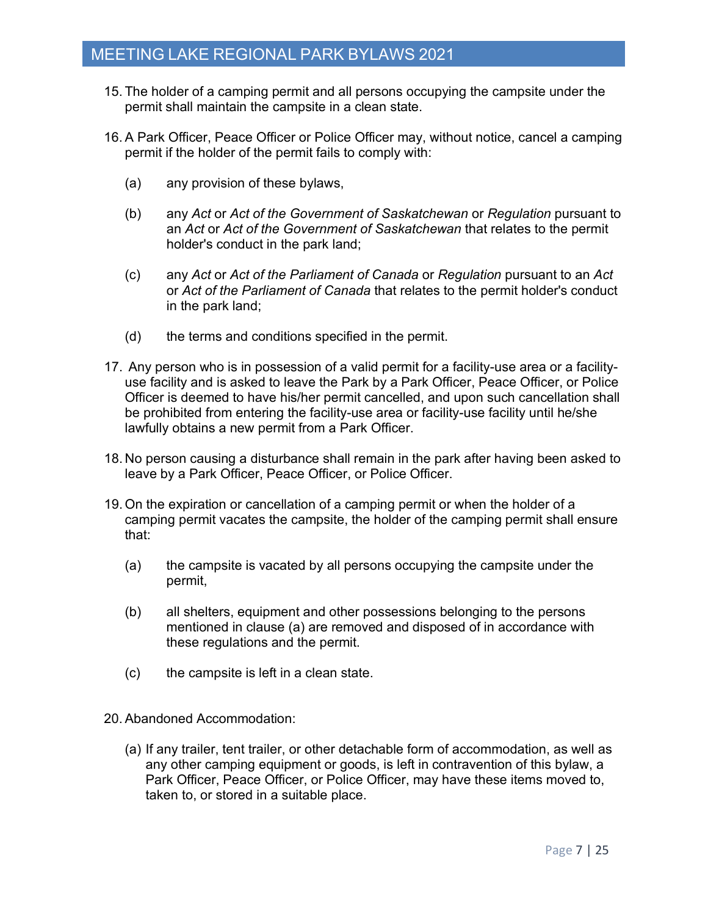15. The holder of a camping permit and all persons occupying the campsite under the permit shall maintain the campsite in a clean state.

16. A Park Officer, Peace Officer or Police Officer may, without notice, cancel a camping permit if the holder of the permit fails to comply with:

    (a) any provision of these bylaws,

    (b) any *Act* or *Act of the Government of Saskatchewan* or *Regulation* pursuant to an *Act* or *Act of the Government of Saskatchewan* that relates to the permit holder's conduct in the park land;

    (c) any *Act* or *Act of the Parliament of Canada* or *Regulation* pursuant to an *Act* or *Act of the Parliament of Canada* that relates to the permit holder's conduct in the park land;

    (d) the terms and conditions specified in the permit.

17. Any person who is in possession of a valid permit for a facility-use area or a facility-use facility and is asked to leave the Park by a Park Officer, Peace Officer, or Police Officer is deemed to have his/her permit cancelled, and upon such cancellation shall be prohibited from entering the facility-use area or facility-use facility until he/she lawfully obtains a new permit from a Park Officer.

18. No person causing a disturbance shall remain in the park after having been asked to leave by a Park Officer, Peace Officer, or Police Officer.

19. On the expiration or cancellation of a camping permit or when the holder of a camping permit vacates the campsite, the holder of the camping permit shall ensure that:

    (a) the campsite is vacated by all persons occupying the campsite under the permit,

    (b) all shelters, equipment and other possessions belonging to the persons mentioned in clause (a) are removed and disposed of in accordance with these regulations and the permit.

    (c) the campsite is left in a clean state.

20. Abandoned Accommodation:

    (a) If any trailer, tent trailer, or other detachable form of accommodation, as well as any other camping equipment or goods, is left in contravention of this bylaw, a Park Officer, Peace Officer, or Police Officer, may have these items moved to, taken to, or stored in a suitable place.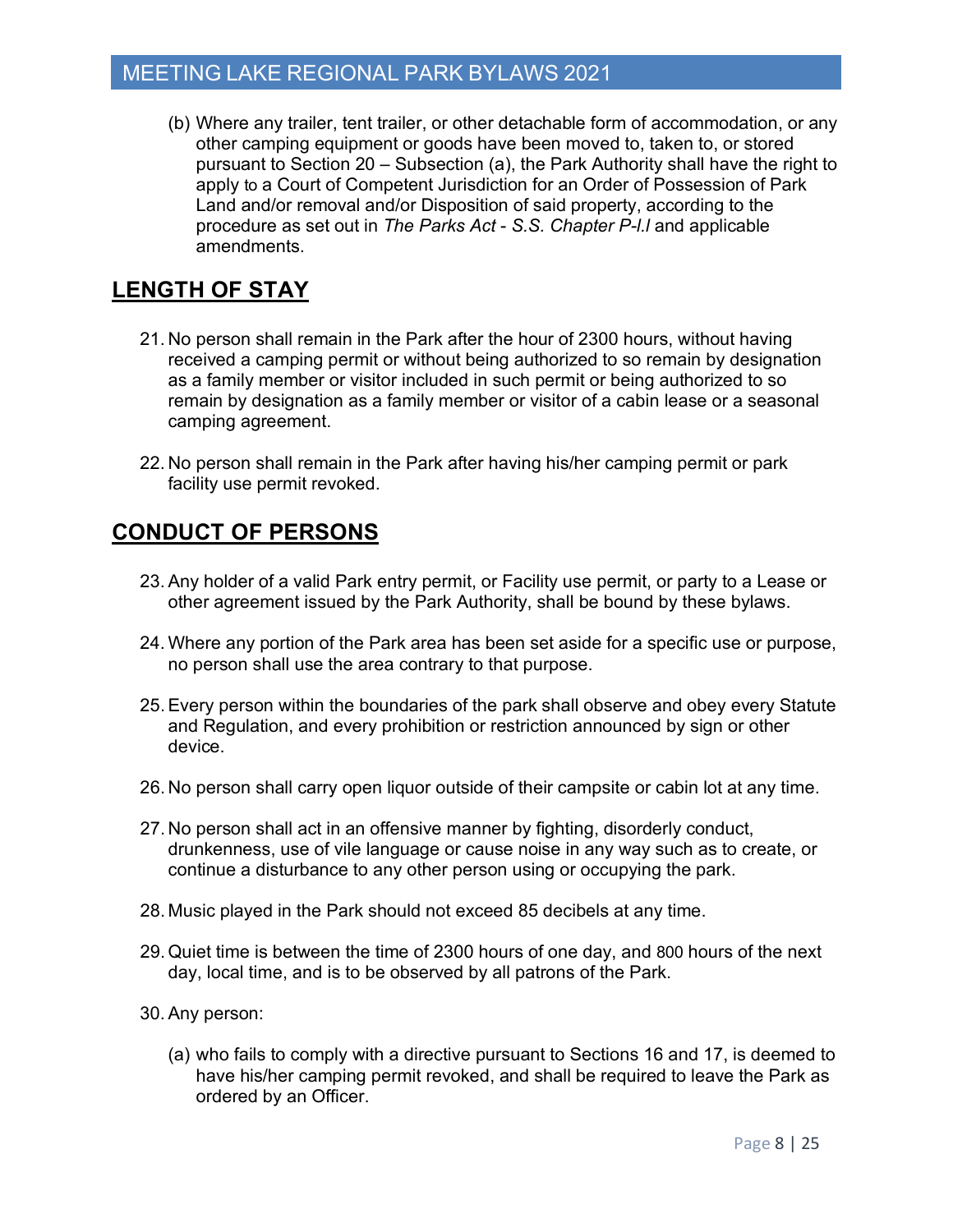(b) Where any trailer, tent trailer, or other detachable form of accommodation, or any other camping equipment or goods have been moved to, taken to, or stored pursuant to Section 20 – Subsection (a), the Park Authority shall have the right to apply to a Court of Competent Jurisdiction for an Order of Possession of Park Land and/or removal and/or Disposition of said property, according to the procedure as set out in *The Parks Act - S.S. Chapter P-l.l* and applicable amendments.

## LENGTH OF STAY

21. No person shall remain in the Park after the hour of 2300 hours, without having received a camping permit or without being authorized to so remain by designation as a family member or visitor included in such permit or being authorized to so remain by designation as a family member or visitor of a cabin lease or a seasonal camping agreement.

22. No person shall remain in the Park after having his/her camping permit or park facility use permit revoked.

## CONDUCT OF PERSONS

23. Any holder of a valid Park entry permit, or Facility use permit, or party to a Lease or other agreement issued by the Park Authority, shall be bound by these bylaws.

24. Where any portion of the Park area has been set aside for a specific use or purpose, no person shall use the area contrary to that purpose.

25. Every person within the boundaries of the park shall observe and obey every Statute and Regulation, and every prohibition or restriction announced by sign or other device.

26. No person shall carry open liquor outside of their campsite or cabin lot at any time.

27. No person shall act in an offensive manner by fighting, disorderly conduct, drunkenness, use of vile language or cause noise in any way such as to create, or continue a disturbance to any other person using or occupying the park.

28. Music played in the Park should not exceed 85 decibels at any time.

29. Quiet time is between the time of 2300 hours of one day, and 800 hours of the next day, local time, and is to be observed by all patrons of the Park.

30. Any person:

    (a) who fails to comply with a directive pursuant to Sections 16 and 17, is deemed to have his/her camping permit revoked, and shall be required to leave the Park as ordered by an Officer.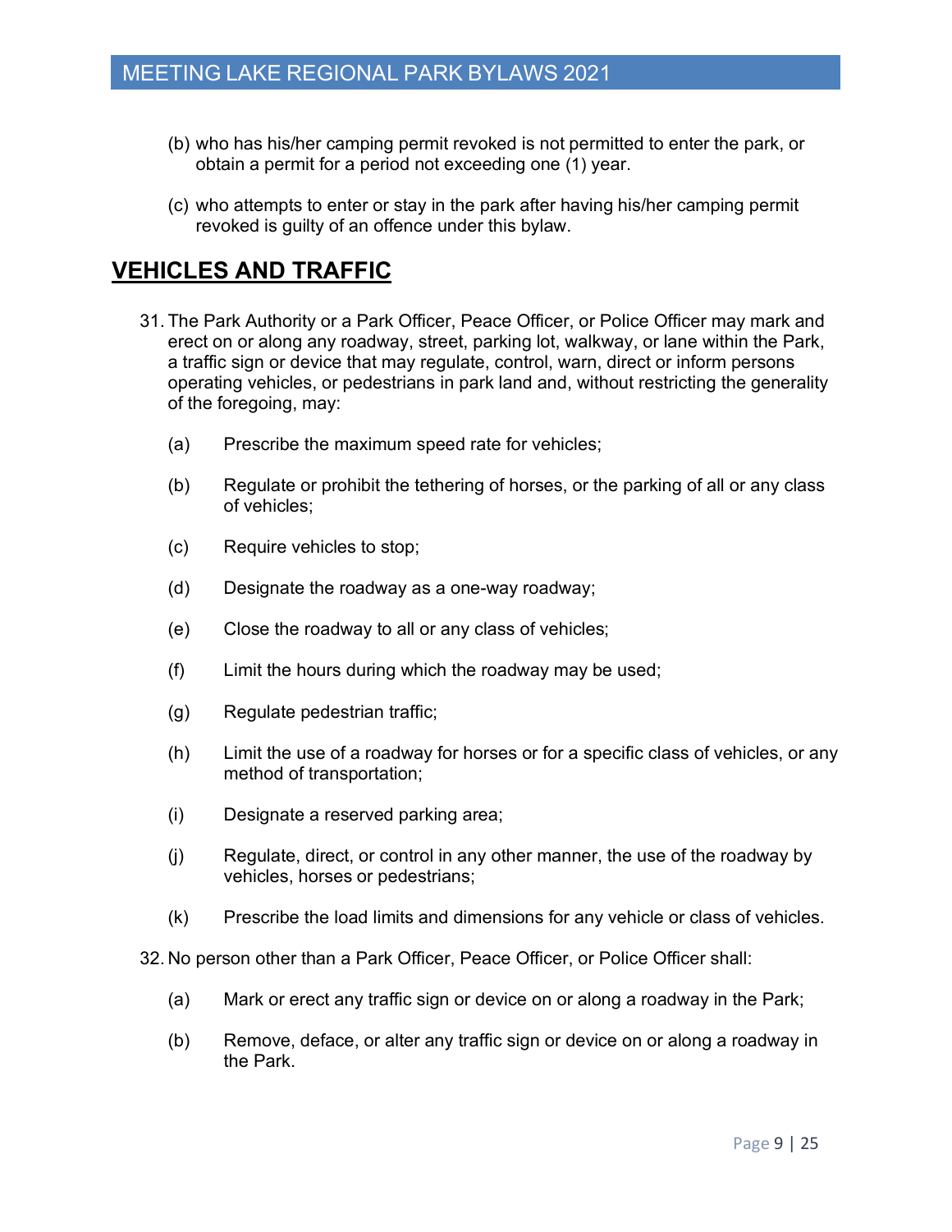(b) who has his/her camping permit revoked is not permitted to enter the park, or obtain a permit for a period not exceeding one (1) year.

(c) who attempts to enter or stay in the park after having his/her camping permit revoked is guilty of an offence under this bylaw.

## VEHICLES AND TRAFFIC

31. The Park Authority or a Park Officer, Peace Officer, or Police Officer may mark and erect on or along any roadway, street, parking lot, walkway, or lane within the Park, a traffic sign or device that may regulate, control, warn, direct or inform persons operating vehicles, or pedestrians in park land and, without restricting the generality of the foregoing, may:

    (a) Prescribe the maximum speed rate for vehicles;

    (b) Regulate or prohibit the tethering of horses, or the parking of all or any class of vehicles;

    (c) Require vehicles to stop;

    (d) Designate the roadway as a one-way roadway;

    (e) Close the roadway to all or any class of vehicles;

    (f) Limit the hours during which the roadway may be used;

    (g) Regulate pedestrian traffic;

    (h) Limit the use of a roadway for horses or for a specific class of vehicles, or any method of transportation;

    (i) Designate a reserved parking area;

    (j) Regulate, direct, or control in any other manner, the use of the roadway by vehicles, horses or pedestrians;

    (k) Prescribe the load limits and dimensions for any vehicle or class of vehicles.

32. No person other than a Park Officer, Peace Officer, or Police Officer shall:

    (a) Mark or erect any traffic sign or device on or along a roadway in the Park;

    (b) Remove, deface, or alter any traffic sign or device on or along a roadway in the Park.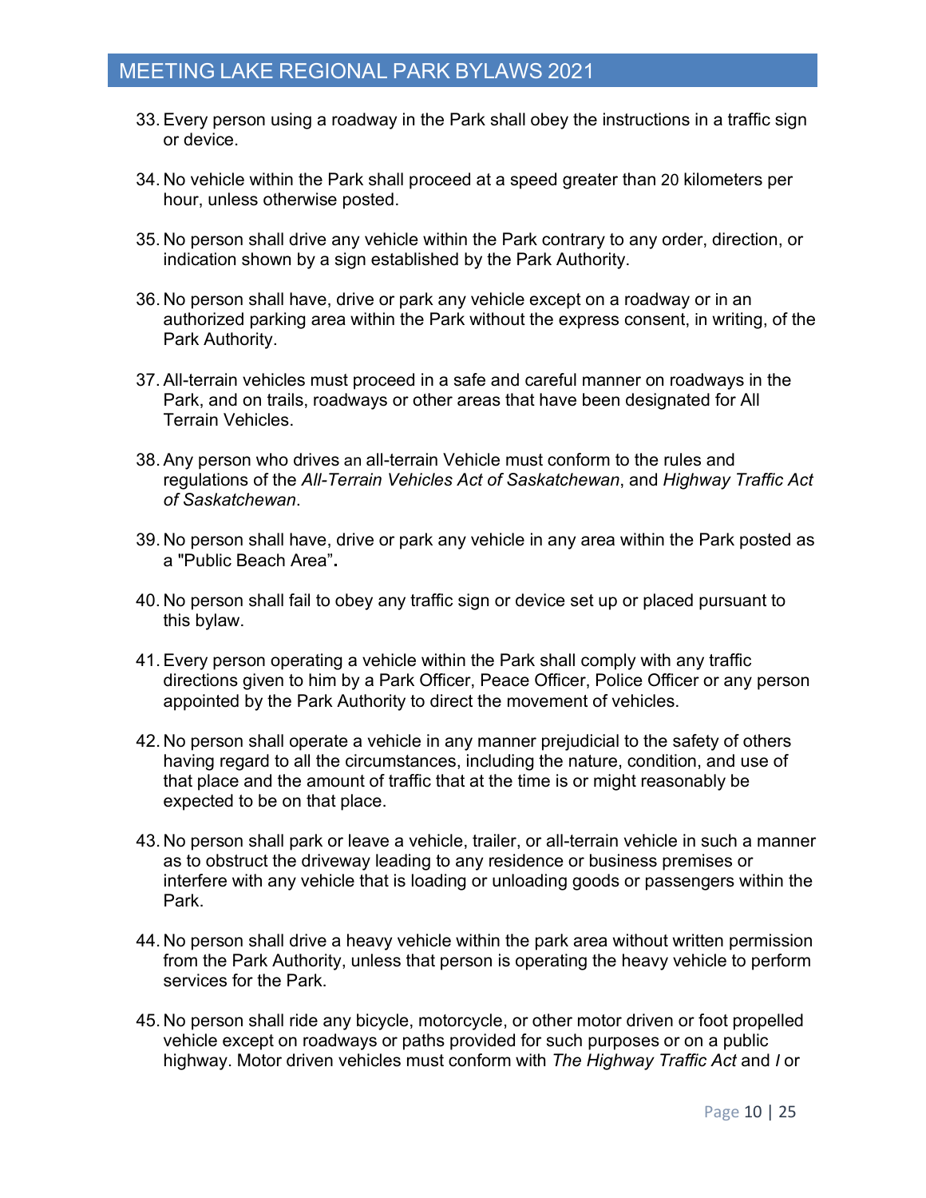33. Every person using a roadway in the Park shall obey the instructions in a traffic sign or device.

34. No vehicle within the Park shall proceed at a speed greater than 20 kilometers per hour, unless otherwise posted.

35. No person shall drive any vehicle within the Park contrary to any order, direction, or indication shown by a sign established by the Park Authority.

36. No person shall have, drive or park any vehicle except on a roadway or in an authorized parking area within the Park without the express consent, in writing, of the Park Authority.

37. All-terrain vehicles must proceed in a safe and careful manner on roadways in the Park, and on trails, roadways or other areas that have been designated for All Terrain Vehicles.

38. Any person who drives an all-terrain Vehicle must conform to the rules and regulations of the *All-Terrain Vehicles Act of Saskatchewan*, and *Highway Traffic Act of Saskatchewan*.

39. No person shall have, drive or park any vehicle in any area within the Park posted as a "Public Beach Area"**.**

40. No person shall fail to obey any traffic sign or device set up or placed pursuant to this bylaw.

41. Every person operating a vehicle within the Park shall comply with any traffic directions given to him by a Park Officer, Peace Officer, Police Officer or any person appointed by the Park Authority to direct the movement of vehicles.

42. No person shall operate a vehicle in any manner prejudicial to the safety of others having regard to all the circumstances, including the nature, condition, and use of that place and the amount of traffic that at the time is or might reasonably be expected to be on that place.

43. No person shall park or leave a vehicle, trailer, or all-terrain vehicle in such a manner as to obstruct the driveway leading to any residence or business premises or interfere with any vehicle that is loading or unloading goods or passengers within the Park.

44. No person shall drive a heavy vehicle within the park area without written permission from the Park Authority, unless that person is operating the heavy vehicle to perform services for the Park.

45. No person shall ride any bicycle, motorcycle, or other motor driven or foot propelled vehicle except on roadways or paths provided for such purposes or on a public highway. Motor driven vehicles must conform with *The Highway Traffic Act* and *I* or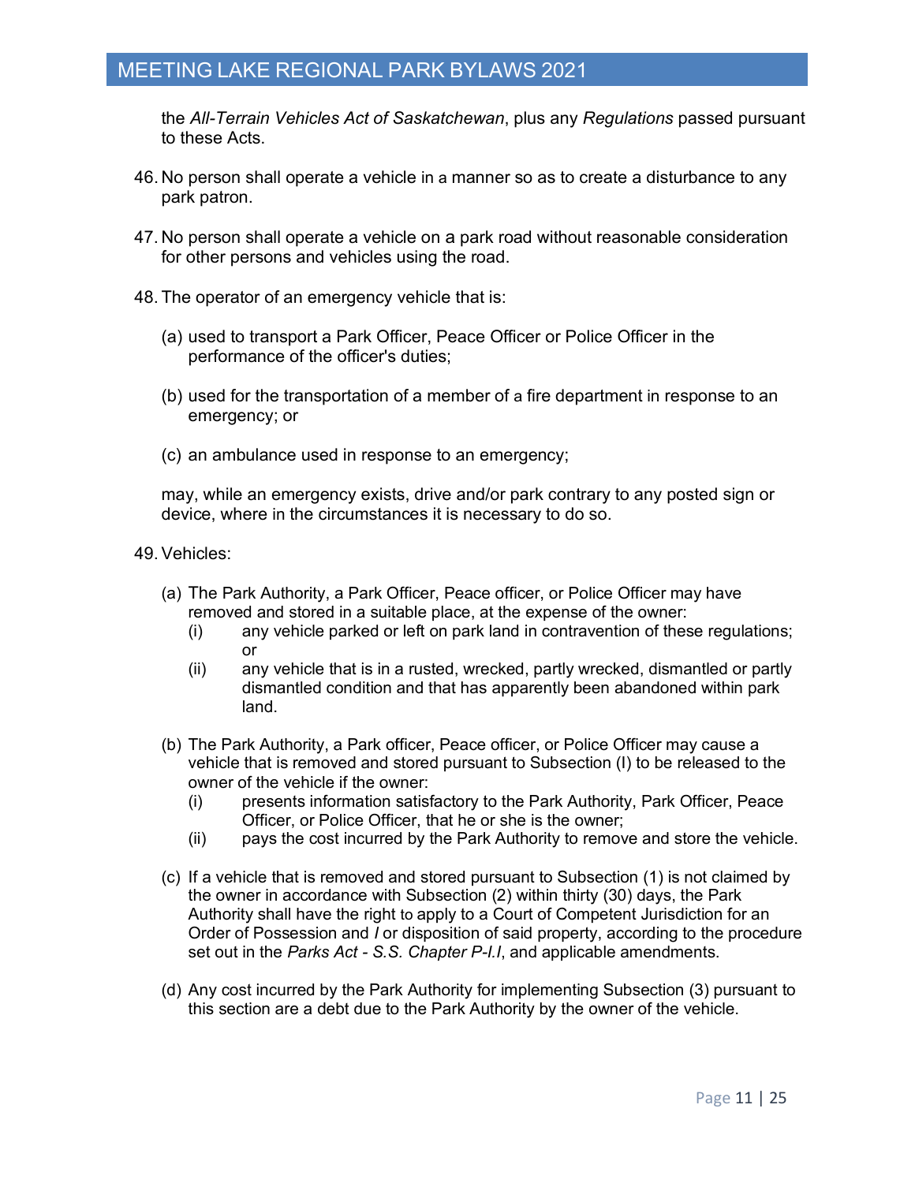the *All-Terrain Vehicles Act of Saskatchewan*, plus any *Regulations* passed pursuant to these Acts.

46. No person shall operate a vehicle in a manner so as to create a disturbance to any park patron.

47. No person shall operate a vehicle on a park road without reasonable consideration for other persons and vehicles using the road.

48. The operator of an emergency vehicle that is:

   (a) used to transport a Park Officer, Peace Officer or Police Officer in the performance of the officer's duties;

   (b) used for the transportation of a member of a fire department in response to an emergency; or

   (c) an ambulance used in response to an emergency;

   may, while an emergency exists, drive and/or park contrary to any posted sign or device, where in the circumstances it is necessary to do so.

49. Vehicles:

   (a) The Park Authority, a Park Officer, Peace officer, or Police Officer may have removed and stored in a suitable place, at the expense of the owner:
      (i) any vehicle parked or left on park land in contravention of these regulations; or
      (ii) any vehicle that is in a rusted, wrecked, partly wrecked, dismantled or partly dismantled condition and that has apparently been abandoned within park land.

   (b) The Park Authority, a Park officer, Peace officer, or Police Officer may cause a vehicle that is removed and stored pursuant to Subsection (I) to be released to the owner of the vehicle if the owner:
      (i) presents information satisfactory to the Park Authority, Park Officer, Peace Officer, or Police Officer, that he or she is the owner;
      (ii) pays the cost incurred by the Park Authority to remove and store the vehicle.

   (c) If a vehicle that is removed and stored pursuant to Subsection (1) is not claimed by the owner in accordance with Subsection (2) within thirty (30) days, the Park Authority shall have the right to apply to a Court of Competent Jurisdiction for an Order of Possession and / or disposition of said property, according to the procedure set out in the *Parks Act - S.S. Chapter P-I.I*, and applicable amendments.

   (d) Any cost incurred by the Park Authority for implementing Subsection (3) pursuant to this section are a debt due to the Park Authority by the owner of the vehicle.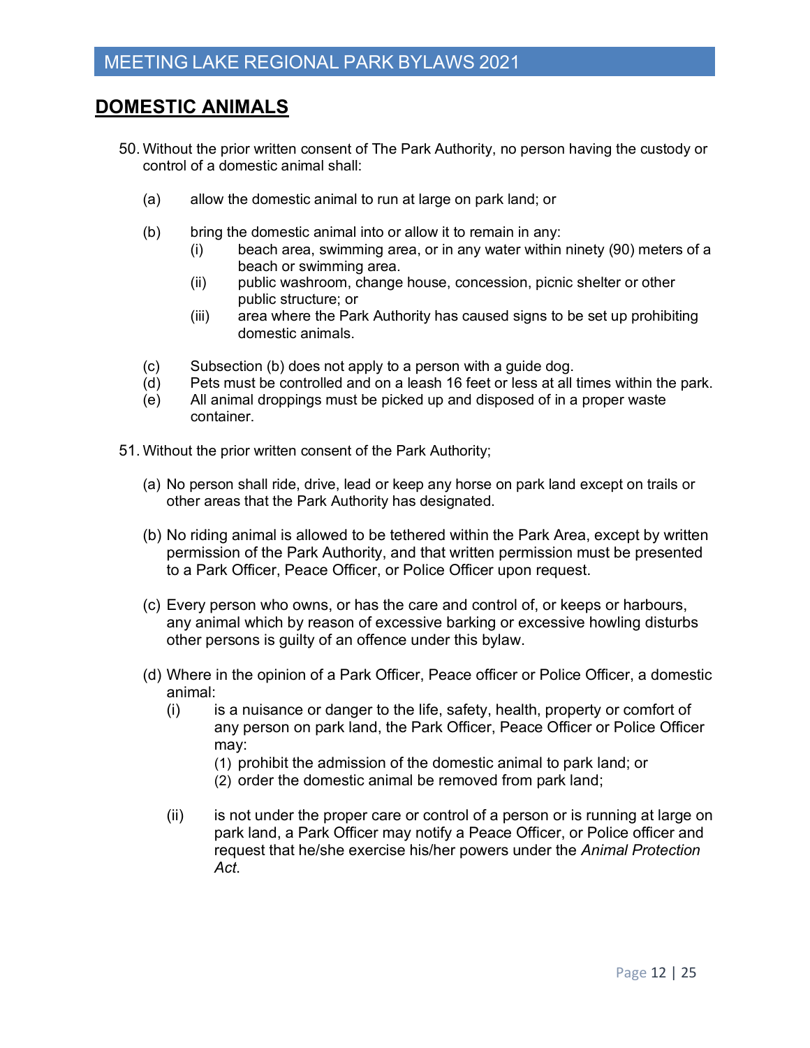## DOMESTIC ANIMALS

50. Without the prior written consent of The Park Authority, no person having the custody or control of a domestic animal shall:

    (a) allow the domestic animal to run at large on park land; or

    (b) bring the domestic animal into or allow it to remain in any:
        (i) beach area, swimming area, or in any water within ninety (90) meters of a beach or swimming area.
        (ii) public washroom, change house, concession, picnic shelter or other public structure; or
        (iii) area where the Park Authority has caused signs to be set up prohibiting domestic animals.

    (c) Subsection (b) does not apply to a person with a guide dog.
    (d) Pets must be controlled and on a leash 16 feet or less at all times within the park.
    (e) All animal droppings must be picked up and disposed of in a proper waste container.

51. Without the prior written consent of the Park Authority;

    (a) No person shall ride, drive, lead or keep any horse on park land except on trails or other areas that the Park Authority has designated.

    (b) No riding animal is allowed to be tethered within the Park Area, except by written permission of the Park Authority, and that written permission must be presented to a Park Officer, Peace Officer, or Police Officer upon request.

    (c) Every person who owns, or has the care and control of, or keeps or harbours, any animal which by reason of excessive barking or excessive howling disturbs other persons is guilty of an offence under this bylaw.

    (d) Where in the opinion of a Park Officer, Peace officer or Police Officer, a domestic animal:
        (i) is a nuisance or danger to the life, safety, health, property or comfort of any person on park land, the Park Officer, Peace Officer or Police Officer may:
            (1) prohibit the admission of the domestic animal to park land; or
            (2) order the domestic animal be removed from park land;

        (ii) is not under the proper care or control of a person or is running at large on park land, a Park Officer may notify a Peace Officer, or Police officer and request that he/she exercise his/her powers under the *Animal Protection Act*.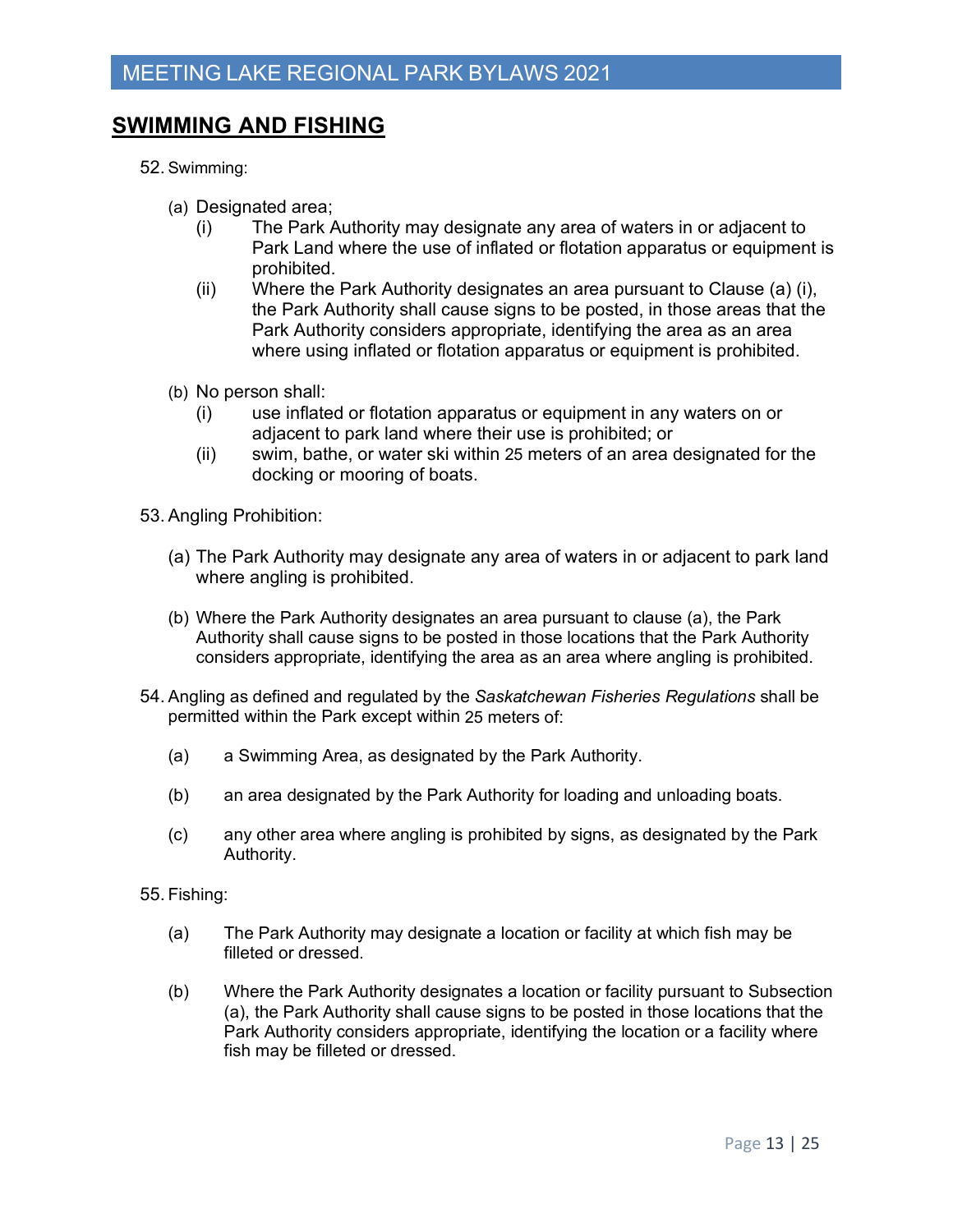## SWIMMING AND FISHING

52. Swimming:

    (a) Designated area;
        (i) The Park Authority may designate any area of waters in or adjacent to Park Land where the use of inflated or flotation apparatus or equipment is prohibited.
        (ii) Where the Park Authority designates an area pursuant to Clause (a) (i), the Park Authority shall cause signs to be posted, in those areas that the Park Authority considers appropriate, identifying the area as an area where using inflated or flotation apparatus or equipment is prohibited.

    (b) No person shall:
        (i) use inflated or flotation apparatus or equipment in any waters on or adjacent to park land where their use is prohibited; or
        (ii) swim, bathe, or water ski within 25 meters of an area designated for the docking or mooring of boats.

53. Angling Prohibition:

    (a) The Park Authority may designate any area of waters in or adjacent to park land where angling is prohibited.

    (b) Where the Park Authority designates an area pursuant to clause (a), the Park Authority shall cause signs to be posted in those locations that the Park Authority considers appropriate, identifying the area as an area where angling is prohibited.

54. Angling as defined and regulated by the *Saskatchewan Fisheries Regulations* shall be permitted within the Park except within 25 meters of:

    (a) a Swimming Area, as designated by the Park Authority.

    (b) an area designated by the Park Authority for loading and unloading boats.

    (c) any other area where angling is prohibited by signs, as designated by the Park Authority.

55. Fishing:

    (a) The Park Authority may designate a location or facility at which fish may be filleted or dressed.

    (b) Where the Park Authority designates a location or facility pursuant to Subsection (a), the Park Authority shall cause signs to be posted in those locations that the Park Authority considers appropriate, identifying the location or a facility where fish may be filleted or dressed.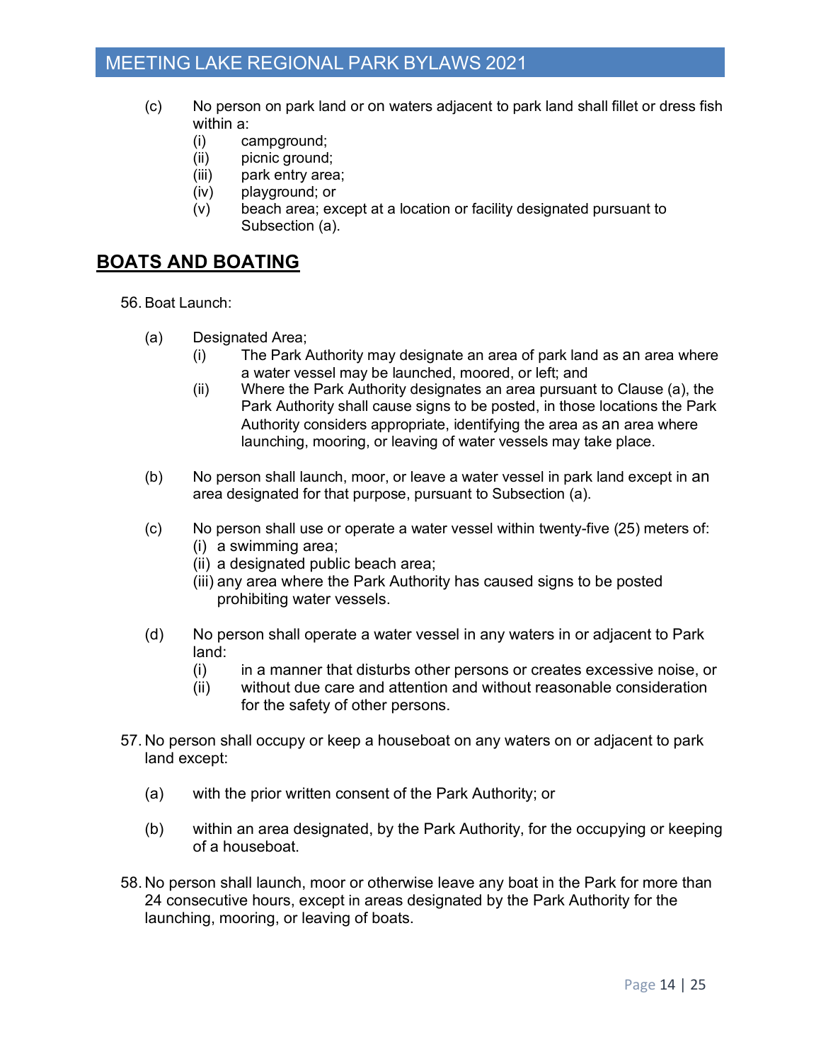(c) No person on park land or on waters adjacent to park land shall fillet or dress fish within a:
  (i) campground;
  (ii) picnic ground;
  (iii) park entry area;
  (iv) playground; or
  (v) beach area; except at a location or facility designated pursuant to Subsection (a).

## BOATS AND BOATING

56. Boat Launch:

  (a) Designated Area;
    (i) The Park Authority may designate an area of park land as an area where a water vessel may be launched, moored, or left; and
    (ii) Where the Park Authority designates an area pursuant to Clause (a), the Park Authority shall cause signs to be posted, in those locations the Park Authority considers appropriate, identifying the area as an area where launching, mooring, or leaving of water vessels may take place.

  (b) No person shall launch, moor, or leave a water vessel in park land except in an area designated for that purpose, pursuant to Subsection (a).

  (c) No person shall use or operate a water vessel within twenty-five (25) meters of:
    (i) a swimming area;
    (ii) a designated public beach area;
    (iii) any area where the Park Authority has caused signs to be posted prohibiting water vessels.

  (d) No person shall operate a water vessel in any waters in or adjacent to Park land:
    (i) in a manner that disturbs other persons or creates excessive noise, or
    (ii) without due care and attention and without reasonable consideration for the safety of other persons.

57. No person shall occupy or keep a houseboat on any waters on or adjacent to park land except:

  (a) with the prior written consent of the Park Authority; or

  (b) within an area designated, by the Park Authority, for the occupying or keeping of a houseboat.

58. No person shall launch, moor or otherwise leave any boat in the Park for more than 24 consecutive hours, except in areas designated by the Park Authority for the launching, mooring, or leaving of boats.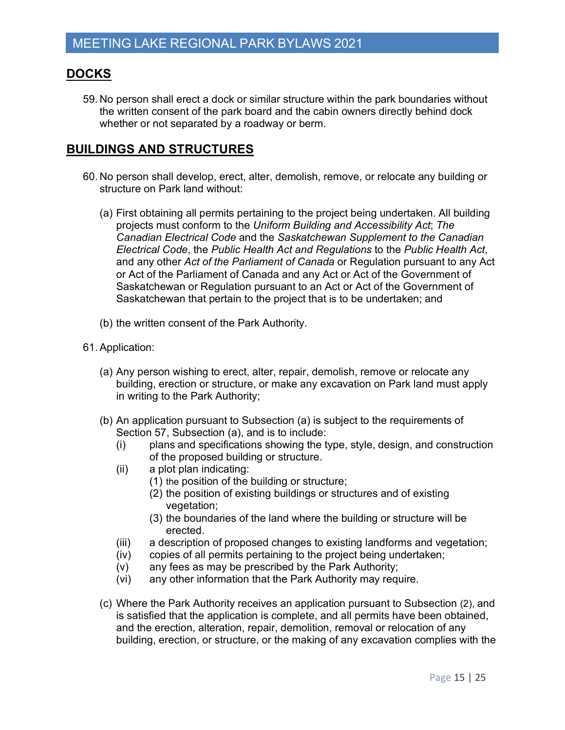## DOCKS

59. No person shall erect a dock or similar structure within the park boundaries without the written consent of the park board and the cabin owners directly behind dock whether or not separated by a roadway or berm.

## BUILDINGS AND STRUCTURES

60. No person shall develop, erect, alter, demolish, remove, or relocate any building or structure on Park land without:

    (a) First obtaining all permits pertaining to the project being undertaken. All building projects must conform to the *Uniform Building and Accessibility Act*; *The Canadian Electrical Code* and the *Saskatchewan Supplement to the Canadian Electrical Code*, the *Public Health Act and Regulations* to the *Public Health Act*, and any other *Act of the Parliament of Canada* or Regulation pursuant to any Act or Act of the Parliament of Canada and any Act or Act of the Government of Saskatchewan or Regulation pursuant to an Act or Act of the Government of Saskatchewan that pertain to the project that is to be undertaken; and

    (b) the written consent of the Park Authority.

61. Application:

    (a) Any person wishing to erect, alter, repair, demolish, remove or relocate any building, erection or structure, or make any excavation on Park land must apply in writing to the Park Authority;

    (b) An application pursuant to Subsection (a) is subject to the requirements of Section 57, Subsection (a), and is to include:
        (i) plans and specifications showing the type, style, design, and construction of the proposed building or structure.
        (ii) a plot plan indicating:
            (1) the position of the building or structure;
            (2) the position of existing buildings or structures and of existing vegetation;
            (3) the boundaries of the land where the building or structure will be erected.
        (iii) a description of proposed changes to existing landforms and vegetation;
        (iv) copies of all permits pertaining to the project being undertaken;
        (v) any fees as may be prescribed by the Park Authority;
        (vi) any other information that the Park Authority may require.

    (c) Where the Park Authority receives an application pursuant to Subsection (2), and is satisfied that the application is complete, and all permits have been obtained, and the erection, alteration, repair, demolition, removal or relocation of any building, erection, or structure, or the making of any excavation complies with the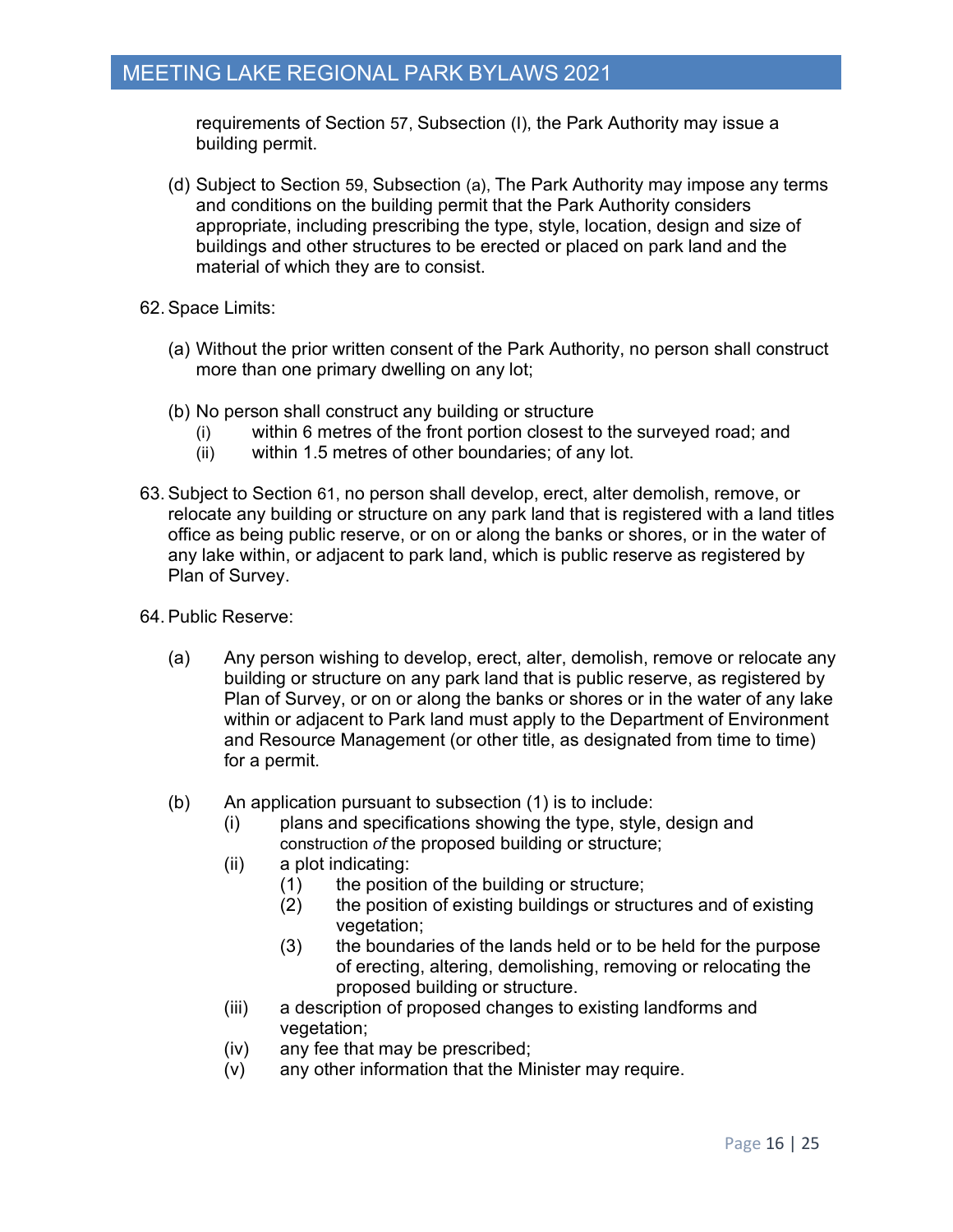requirements of Section 57, Subsection (l), the Park Authority may issue a building permit.

(d) Subject to Section 59, Subsection (a), The Park Authority may impose any terms and conditions on the building permit that the Park Authority considers appropriate, including prescribing the type, style, location, design and size of buildings and other structures to be erected or placed on park land and the material of which they are to consist.

62. Space Limits:

(a) Without the prior written consent of the Park Authority, no person shall construct more than one primary dwelling on any lot;

(b) No person shall construct any building or structure
  (i) within 6 metres of the front portion closest to the surveyed road; and
  (ii) within 1.5 metres of other boundaries; of any lot.

63. Subject to Section 61, no person shall develop, erect, alter demolish, remove, or relocate any building or structure on any park land that is registered with a land titles office as being public reserve, or on or along the banks or shores, or in the water of any lake within, or adjacent to park land, which is public reserve as registered by Plan of Survey.

64. Public Reserve:

(a) Any person wishing to develop, erect, alter, demolish, remove or relocate any building or structure on any park land that is public reserve, as registered by Plan of Survey, or on or along the banks or shores or in the water of any lake within or adjacent to Park land must apply to the Department of Environment and Resource Management (or other title, as designated from time to time) for a permit.

(b) An application pursuant to subsection (1) is to include:
  (i) plans and specifications showing the type, style, design and construction *of* the proposed building or structure;
  (ii) a plot indicating:
    (1) the position of the building or structure;
    (2) the position of existing buildings or structures and of existing vegetation;
    (3) the boundaries of the lands held or to be held for the purpose of erecting, altering, demolishing, removing or relocating the proposed building or structure.
  (iii) a description of proposed changes to existing landforms and vegetation;
  (iv) any fee that may be prescribed;
  (v) any other information that the Minister may require.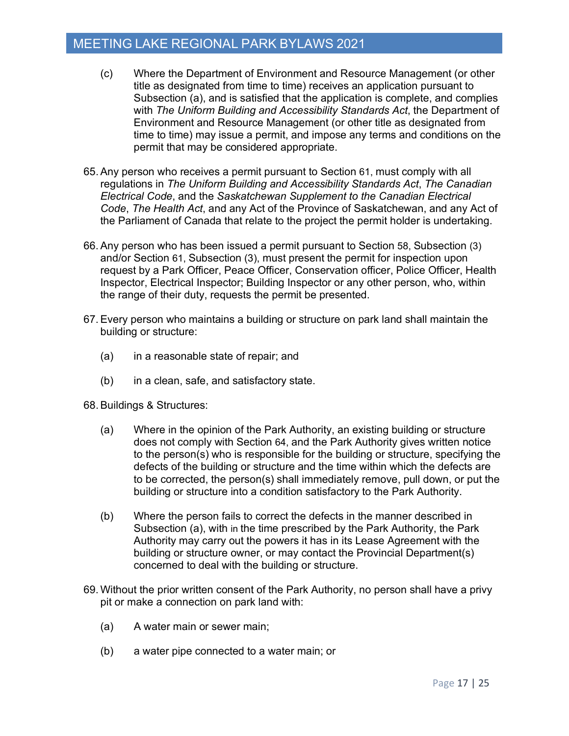(c) Where the Department of Environment and Resource Management (or other title as designated from time to time) receives an application pursuant to Subsection (a), and is satisfied that the application is complete, and complies with *The Uniform Building and Accessibility Standards Act*, the Department of Environment and Resource Management (or other title as designated from time to time) may issue a permit, and impose any terms and conditions on the permit that may be considered appropriate.

65. Any person who receives a permit pursuant to Section 61, must comply with all regulations in *The Uniform Building and Accessibility Standards Act*, *The Canadian Electrical Code*, and the *Saskatchewan Supplement to the Canadian Electrical Code*, *The Health Act*, and any Act of the Province of Saskatchewan, and any Act of the Parliament of Canada that relate to the project the permit holder is undertaking.

66. Any person who has been issued a permit pursuant to Section 58, Subsection (3) and/or Section 61, Subsection (3), must present the permit for inspection upon request by a Park Officer, Peace Officer, Conservation officer, Police Officer, Health Inspector, Electrical Inspector; Building Inspector or any other person, who, within the range of their duty, requests the permit be presented.

67. Every person who maintains a building or structure on park land shall maintain the building or structure:

 (a) in a reasonable state of repair; and

 (b) in a clean, safe, and satisfactory state.

68. Buildings & Structures:

 (a) Where in the opinion of the Park Authority, an existing building or structure does not comply with Section 64, and the Park Authority gives written notice to the person(s) who is responsible for the building or structure, specifying the defects of the building or structure and the time within which the defects are to be corrected, the person(s) shall immediately remove, pull down, or put the building or structure into a condition satisfactory to the Park Authority.

 (b) Where the person fails to correct the defects in the manner described in Subsection (a), with in the time prescribed by the Park Authority, the Park Authority may carry out the powers it has in its Lease Agreement with the building or structure owner, or may contact the Provincial Department(s) concerned to deal with the building or structure.

69. Without the prior written consent of the Park Authority, no person shall have a privy pit or make a connection on park land with:

 (a) A water main or sewer main;

 (b) a water pipe connected to a water main; or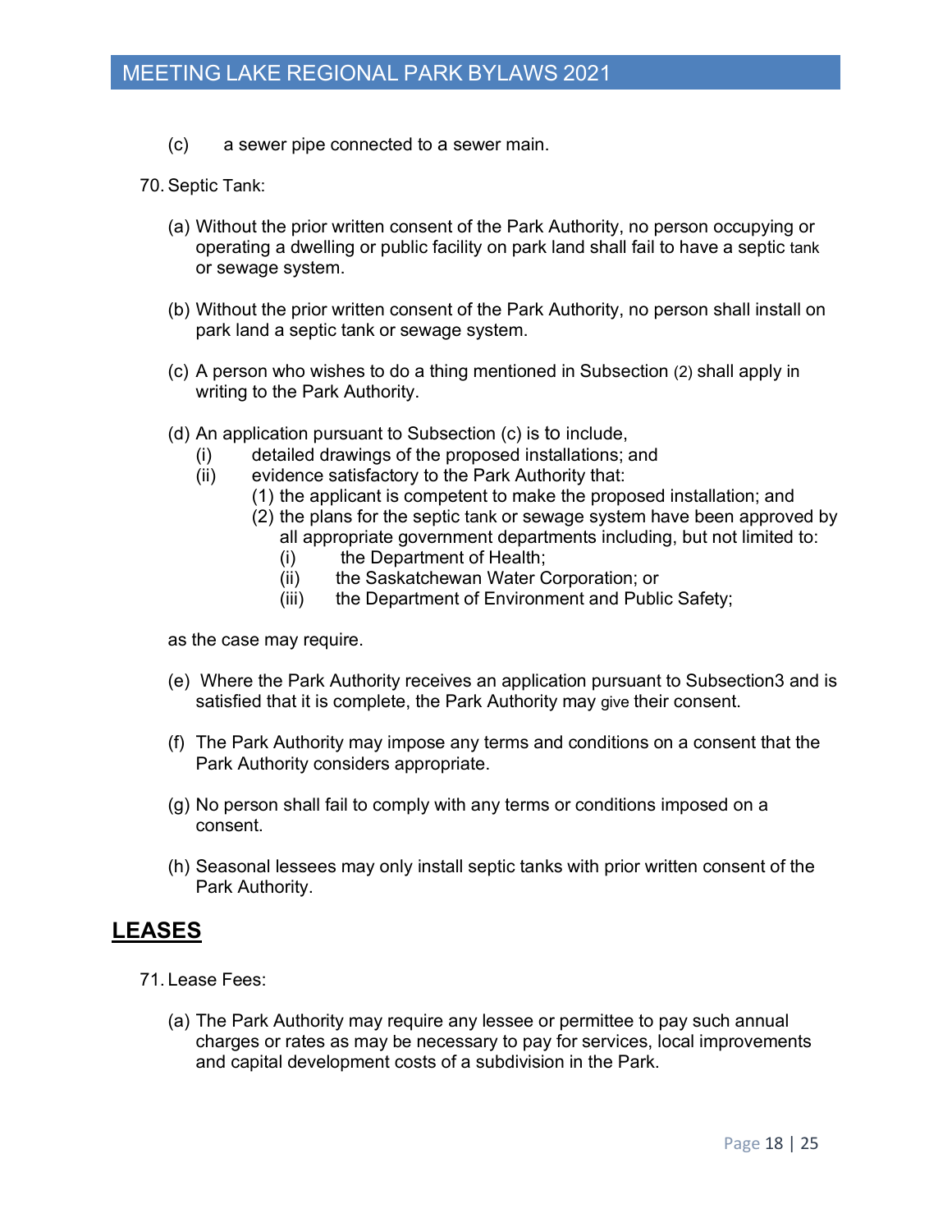(c) a sewer pipe connected to a sewer main.

70. Septic Tank:

(a) Without the prior written consent of the Park Authority, no person occupying or operating a dwelling or public facility on park land shall fail to have a septic tank or sewage system.

(b) Without the prior written consent of the Park Authority, no person shall install on park land a septic tank or sewage system.

(c) A person who wishes to do a thing mentioned in Subsection (2) shall apply in writing to the Park Authority.

(d) An application pursuant to Subsection (c) is to include,
   - (i) detailed drawings of the proposed installations; and
   - (ii) evidence satisfactory to the Park Authority that:
     - (1) the applicant is competent to make the proposed installation; and
     - (2) the plans for the septic tank or sewage system have been approved by all appropriate government departments including, but not limited to:
       - (i) the Department of Health;
       - (ii) the Saskatchewan Water Corporation; or
       - (iii) the Department of Environment and Public Safety;

as the case may require.

(e) Where the Park Authority receives an application pursuant to Subsection3 and is satisfied that it is complete, the Park Authority may give their consent.

(f) The Park Authority may impose any terms and conditions on a consent that the Park Authority considers appropriate.

(g) No person shall fail to comply with any terms or conditions imposed on a consent.

(h) Seasonal lessees may only install septic tanks with prior written consent of the Park Authority.

## LEASES

71. Lease Fees:

(a) The Park Authority may require any lessee or permittee to pay such annual charges or rates as may be necessary to pay for services, local improvements and capital development costs of a subdivision in the Park.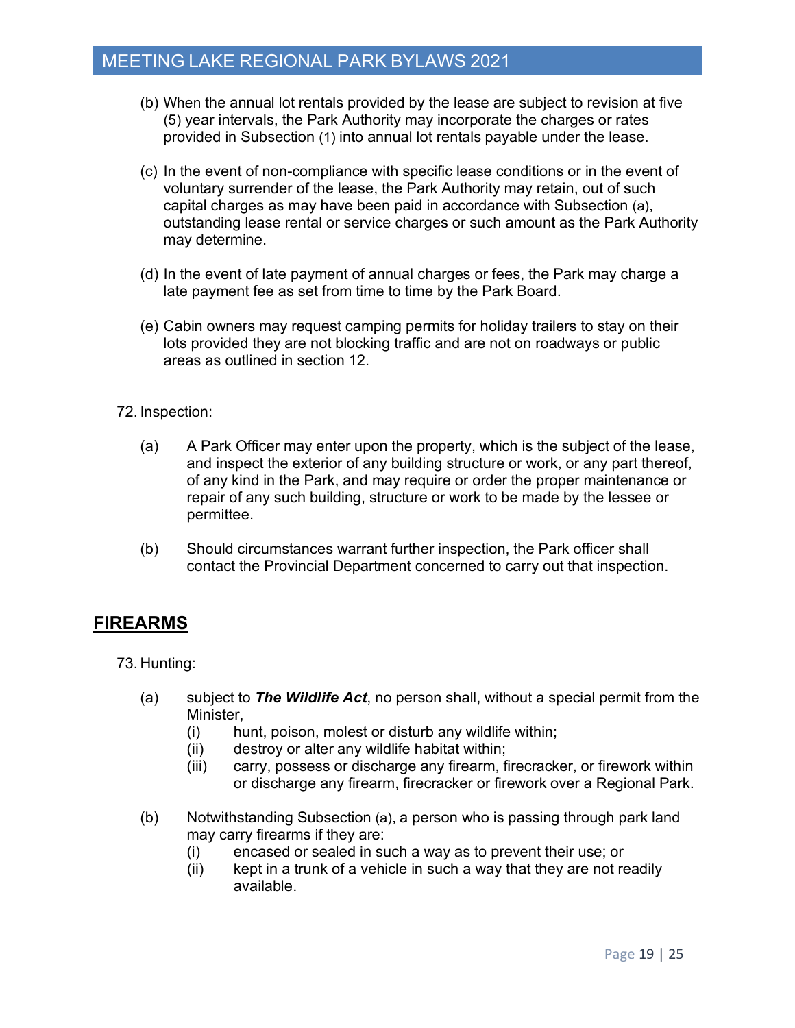(b) When the annual lot rentals provided by the lease are subject to revision at five (5) year intervals, the Park Authority may incorporate the charges or rates provided in Subsection (1) into annual lot rentals payable under the lease.

(c) In the event of non-compliance with specific lease conditions or in the event of voluntary surrender of the lease, the Park Authority may retain, out of such capital charges as may have been paid in accordance with Subsection (a), outstanding lease rental or service charges or such amount as the Park Authority may determine.

(d) In the event of late payment of annual charges or fees, the Park may charge a late payment fee as set from time to time by the Park Board.

(e) Cabin owners may request camping permits for holiday trailers to stay on their lots provided they are not blocking traffic and are not on roadways or public areas as outlined in section 12.

72. Inspection:

(a) A Park Officer may enter upon the property, which is the subject of the lease, and inspect the exterior of any building structure or work, or any part thereof, of any kind in the Park, and may require or order the proper maintenance or repair of any such building, structure or work to be made by the lessee or permittee.

(b) Should circumstances warrant further inspection, the Park officer shall contact the Provincial Department concerned to carry out that inspection.

## FIREARMS

73. Hunting:

(a) subject to ***The Wildlife Act***, no person shall, without a special permit from the Minister,
   (i) hunt, poison, molest or disturb any wildlife within;
   (ii) destroy or alter any wildlife habitat within;
   (iii) carry, possess or discharge any firearm, firecracker, or firework within or discharge any firearm, firecracker or firework over a Regional Park.

(b) Notwithstanding Subsection (a), a person who is passing through park land may carry firearms if they are:
   (i) encased or sealed in such a way as to prevent their use; or
   (ii) kept in a trunk of a vehicle in such a way that they are not readily available.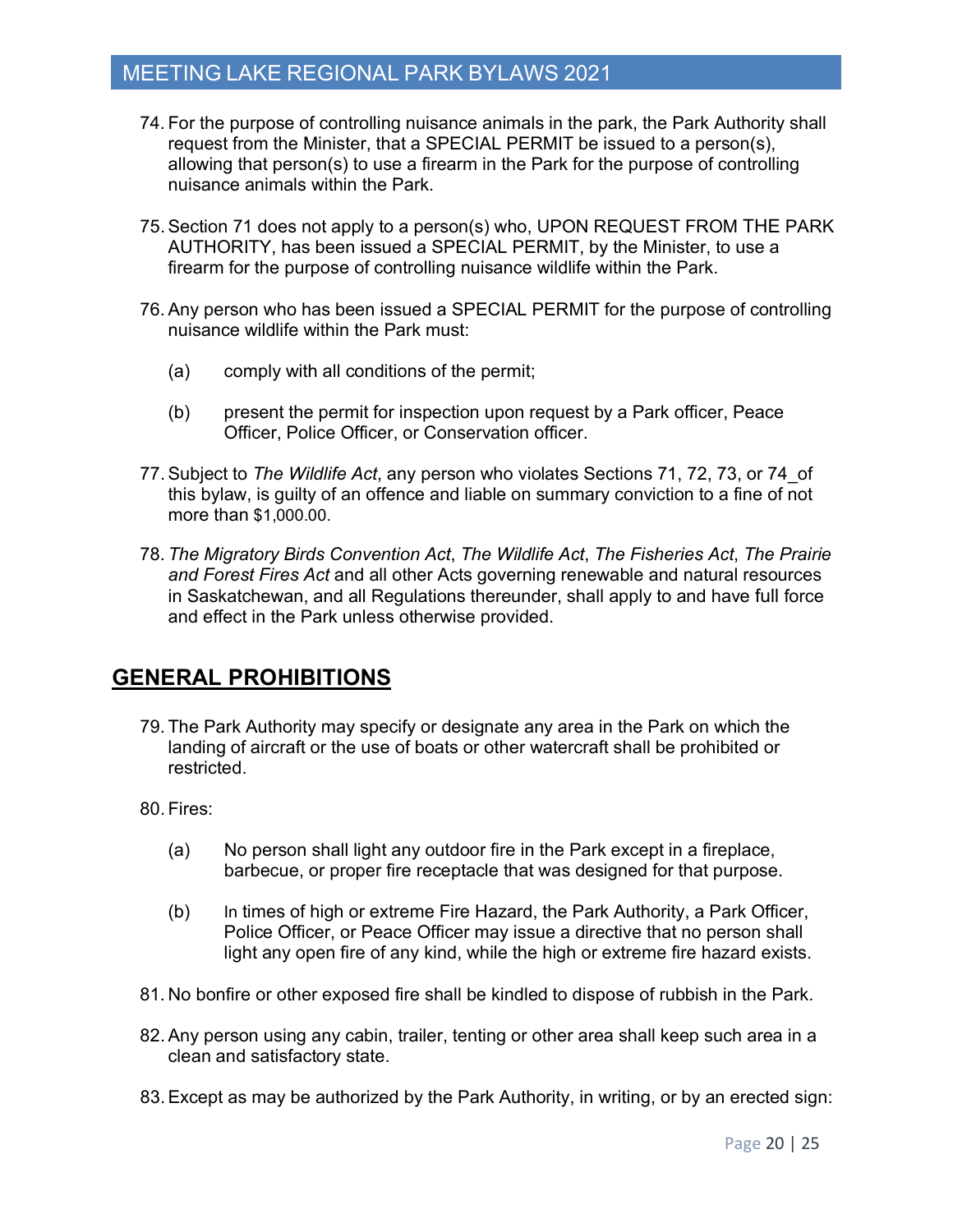74. For the purpose of controlling nuisance animals in the park, the Park Authority shall request from the Minister, that a SPECIAL PERMIT be issued to a person(s), allowing that person(s) to use a firearm in the Park for the purpose of controlling nuisance animals within the Park.

75. Section 71 does not apply to a person(s) who, UPON REQUEST FROM THE PARK AUTHORITY, has been issued a SPECIAL PERMIT, by the Minister, to use a firearm for the purpose of controlling nuisance wildlife within the Park.

76. Any person who has been issued a SPECIAL PERMIT for the purpose of controlling nuisance wildlife within the Park must:

    (a) comply with all conditions of the permit;

    (b) present the permit for inspection upon request by a Park officer, Peace Officer, Police Officer, or Conservation officer.

77. Subject to *The Wildlife Act*, any person who violates Sections 71, 72, 73, or 74_of this bylaw, is guilty of an offence and liable on summary conviction to a fine of not more than $1,000.00.

78. *The Migratory Birds Convention Act*, *The Wildlife Act*, *The Fisheries Act*, *The Prairie and Forest Fires Act* and all other Acts governing renewable and natural resources in Saskatchewan, and all Regulations thereunder, shall apply to and have full force and effect in the Park unless otherwise provided.

## GENERAL PROHIBITIONS

79. The Park Authority may specify or designate any area in the Park on which the landing of aircraft or the use of boats or other watercraft shall be prohibited or restricted.

80. Fires:

    (a) No person shall light any outdoor fire in the Park except in a fireplace, barbecue, or proper fire receptacle that was designed for that purpose.

    (b) In times of high or extreme Fire Hazard, the Park Authority, a Park Officer, Police Officer, or Peace Officer may issue a directive that no person shall light any open fire of any kind, while the high or extreme fire hazard exists.

81. No bonfire or other exposed fire shall be kindled to dispose of rubbish in the Park.

82. Any person using any cabin, trailer, tenting or other area shall keep such area in a clean and satisfactory state.

83. Except as may be authorized by the Park Authority, in writing, or by an erected sign: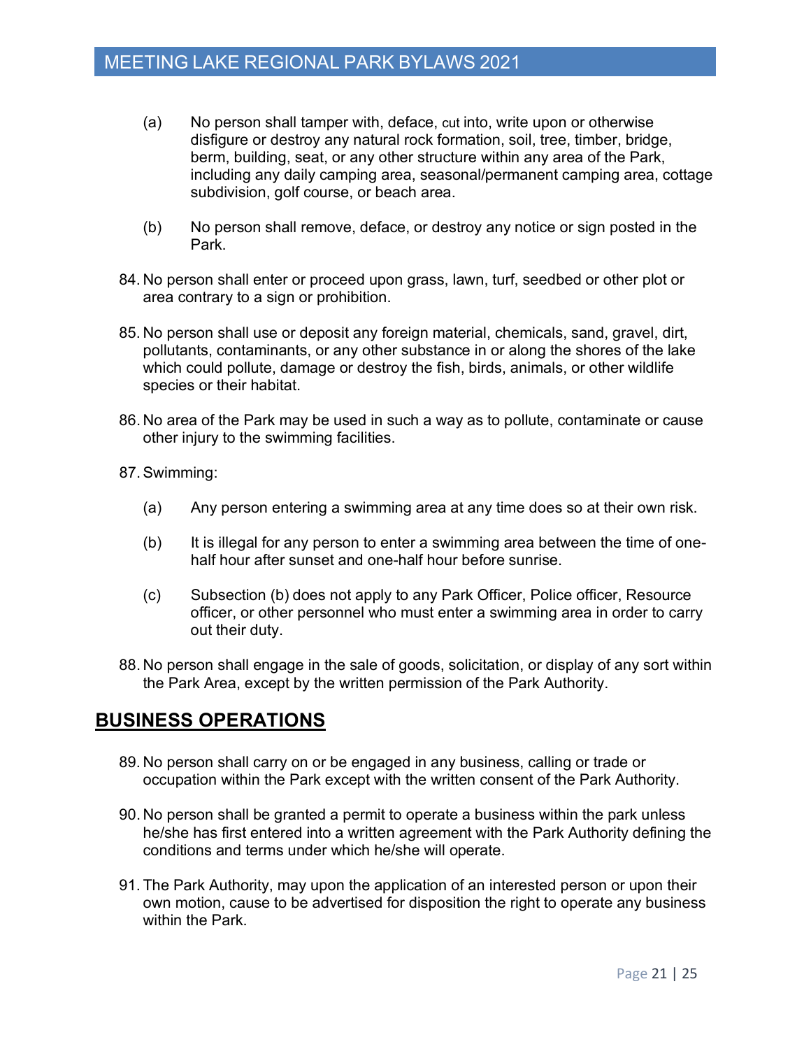(a) No person shall tamper with, deface, cut into, write upon or otherwise disfigure or destroy any natural rock formation, soil, tree, timber, bridge, berm, building, seat, or any other structure within any area of the Park, including any daily camping area, seasonal/permanent camping area, cottage subdivision, golf course, or beach area.

(b) No person shall remove, deface, or destroy any notice or sign posted in the Park.

84. No person shall enter or proceed upon grass, lawn, turf, seedbed or other plot or area contrary to a sign or prohibition.

85. No person shall use or deposit any foreign material, chemicals, sand, gravel, dirt, pollutants, contaminants, or any other substance in or along the shores of the lake which could pollute, damage or destroy the fish, birds, animals, or other wildlife species or their habitat.

86. No area of the Park may be used in such a way as to pollute, contaminate or cause other injury to the swimming facilities.

87. Swimming:

(a) Any person entering a swimming area at any time does so at their own risk.

(b) It is illegal for any person to enter a swimming area between the time of one-half hour after sunset and one-half hour before sunrise.

(c) Subsection (b) does not apply to any Park Officer, Police officer, Resource officer, or other personnel who must enter a swimming area in order to carry out their duty.

88. No person shall engage in the sale of goods, solicitation, or display of any sort within the Park Area, except by the written permission of the Park Authority.

## BUSINESS OPERATIONS

89. No person shall carry on or be engaged in any business, calling or trade or occupation within the Park except with the written consent of the Park Authority.

90. No person shall be granted a permit to operate a business within the park unless he/she has first entered into a written agreement with the Park Authority defining the conditions and terms under which he/she will operate.

91. The Park Authority, may upon the application of an interested person or upon their own motion, cause to be advertised for disposition the right to operate any business within the Park.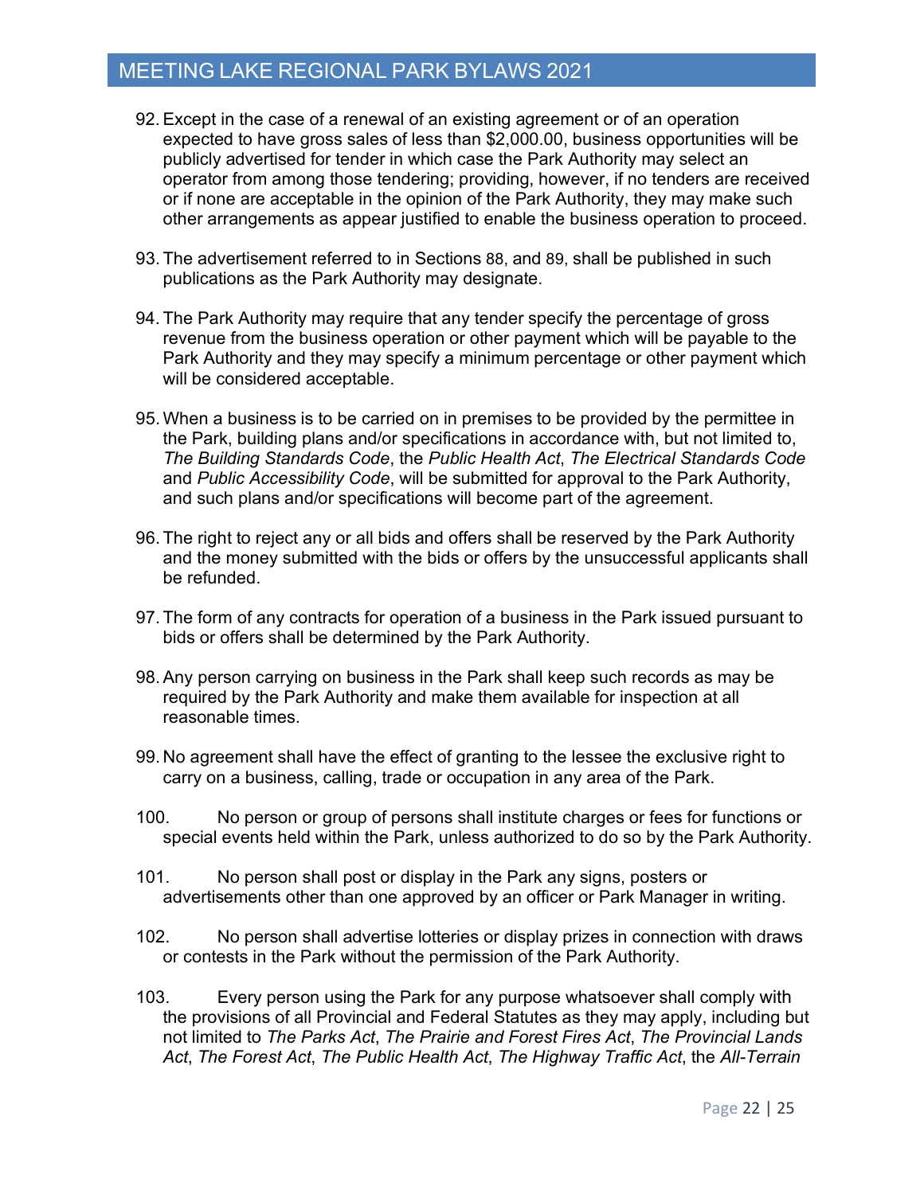92. Except in the case of a renewal of an existing agreement or of an operation expected to have gross sales of less than $2,000.00, business opportunities will be publicly advertised for tender in which case the Park Authority may select an operator from among those tendering; providing, however, if no tenders are received or if none are acceptable in the opinion of the Park Authority, they may make such other arrangements as appear justified to enable the business operation to proceed.

93. The advertisement referred to in Sections 88, and 89, shall be published in such publications as the Park Authority may designate.

94. The Park Authority may require that any tender specify the percentage of gross revenue from the business operation or other payment which will be payable to the Park Authority and they may specify a minimum percentage or other payment which will be considered acceptable.

95. When a business is to be carried on in premises to be provided by the permittee in the Park, building plans and/or specifications in accordance with, but not limited to, *The Building Standards Code*, the *Public Health Act*, *The Electrical Standards Code* and *Public Accessibility Code*, will be submitted for approval to the Park Authority, and such plans and/or specifications will become part of the agreement.

96. The right to reject any or all bids and offers shall be reserved by the Park Authority and the money submitted with the bids or offers by the unsuccessful applicants shall be refunded.

97. The form of any contracts for operation of a business in the Park issued pursuant to bids or offers shall be determined by the Park Authority.

98. Any person carrying on business in the Park shall keep such records as may be required by the Park Authority and make them available for inspection at all reasonable times.

99. No agreement shall have the effect of granting to the lessee the exclusive right to carry on a business, calling, trade or occupation in any area of the Park.

100. No person or group of persons shall institute charges or fees for functions or special events held within the Park, unless authorized to do so by the Park Authority.

101. No person shall post or display in the Park any signs, posters or advertisements other than one approved by an officer or Park Manager in writing.

102. No person shall advertise lotteries or display prizes in connection with draws or contests in the Park without the permission of the Park Authority.

103. Every person using the Park for any purpose whatsoever shall comply with the provisions of all Provincial and Federal Statutes as they may apply, including but not limited to *The Parks Act*, *The Prairie and Forest Fires Act*, *The Provincial Lands Act*, *The Forest Act*, *The Public Health Act*, *The Highway Traffic Act*, the *All-Terrain*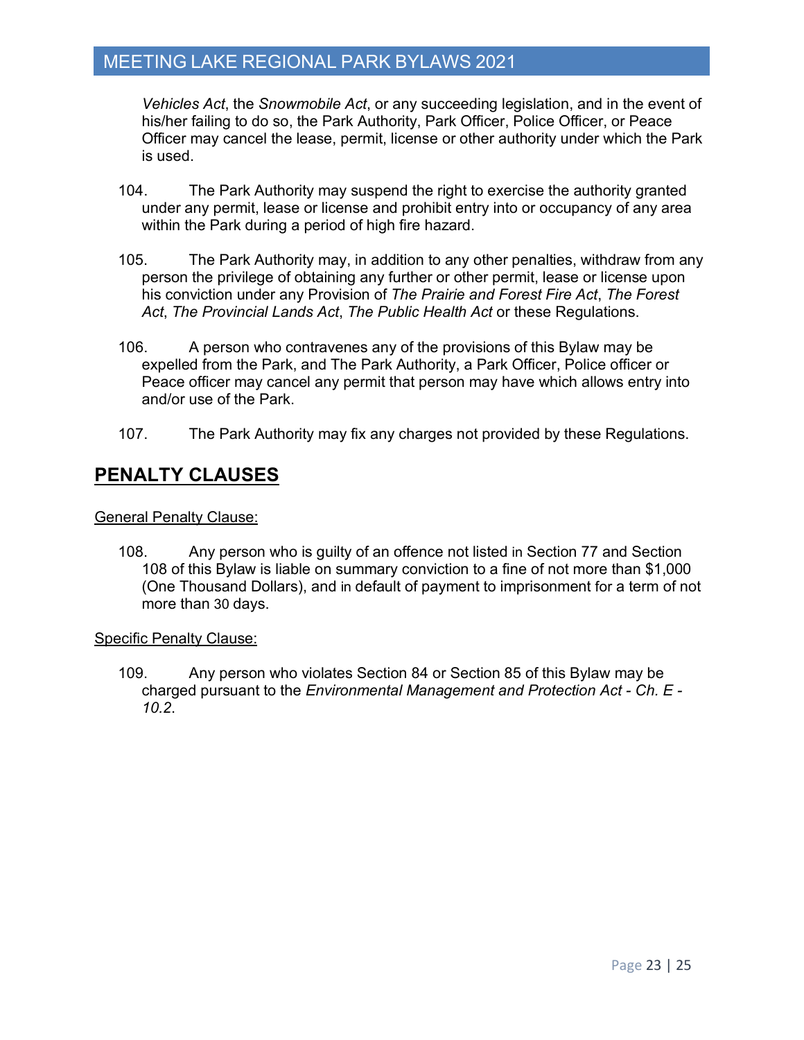*Vehicles Act*, the *Snowmobile Act*, or any succeeding legislation, and in the event of his/her failing to do so, the Park Authority, Park Officer, Police Officer, or Peace Officer may cancel the lease, permit, license or other authority under which the Park is used.

104. The Park Authority may suspend the right to exercise the authority granted under any permit, lease or license and prohibit entry into or occupancy of any area within the Park during a period of high fire hazard.

105. The Park Authority may, in addition to any other penalties, withdraw from any person the privilege of obtaining any further or other permit, lease or license upon his conviction under any Provision of *The Prairie and Forest Fire Act*, *The Forest Act*, *The Provincial Lands Act*, *The Public Health Act* or these Regulations.

106. A person who contravenes any of the provisions of this Bylaw may be expelled from the Park, and The Park Authority, a Park Officer, Police officer or Peace officer may cancel any permit that person may have which allows entry into and/or use of the Park.

107. The Park Authority may fix any charges not provided by these Regulations.

## PENALTY CLAUSES

General Penalty Clause:

108. Any person who is guilty of an offence not listed in Section 77 and Section 108 of this Bylaw is liable on summary conviction to a fine of not more than $1,000 (One Thousand Dollars), and in default of payment to imprisonment for a term of not more than 30 days.

Specific Penalty Clause:

109. Any person who violates Section 84 or Section 85 of this Bylaw may be charged pursuant to the *Environmental Management and Protection Act - Ch. E - 10.2*.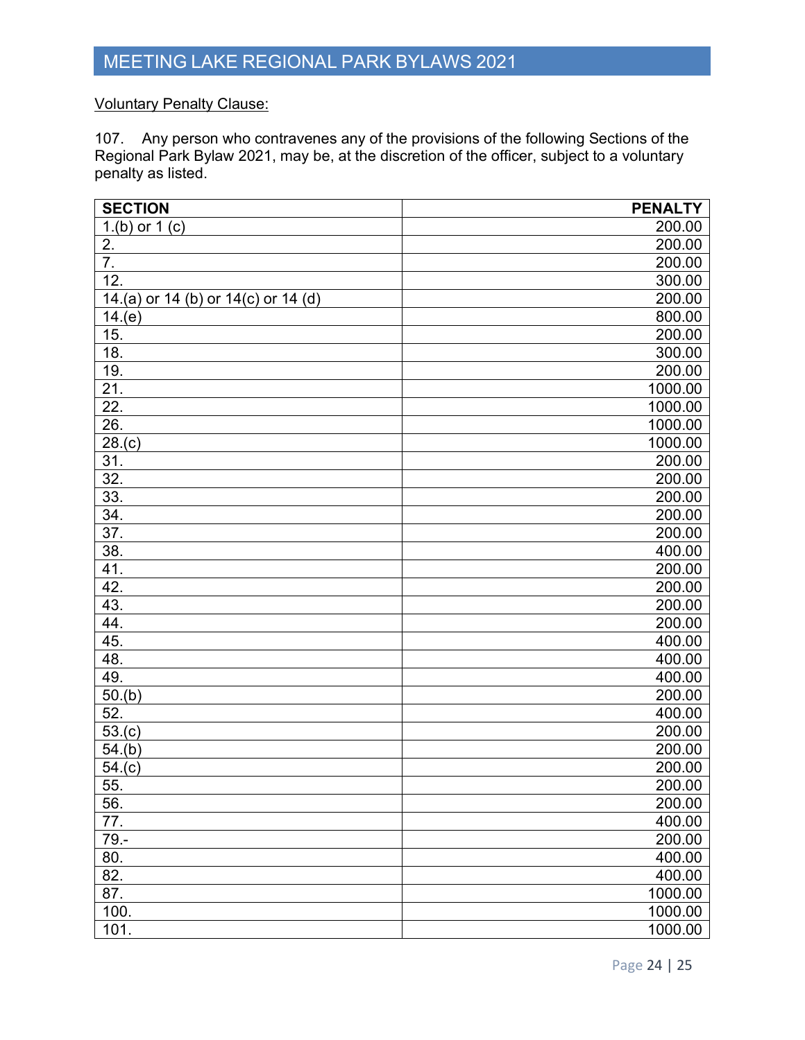Voluntary Penalty Clause:

107. Any person who contravenes any of the provisions of the following Sections of the Regional Park Bylaw 2021, may be, at the discretion of the officer, subject to a voluntary penalty as listed.

| SECTION | PENALTY |
|---|---:|
| 1.(b) or 1 (c) | 200.00 |
| 2. | 200.00 |
| 7. | 200.00 |
| 12. | 300.00 |
| 14.(a) or 14 (b) or 14(c) or 14 (d) | 200.00 |
| 14.(e) | 800.00 |
| 15. | 200.00 |
| 18. | 300.00 |
| 19. | 200.00 |
| 21. | 1000.00 |
| 22. | 1000.00 |
| 26. | 1000.00 |
| 28.(c) | 1000.00 |
| 31. | 200.00 |
| 32. | 200.00 |
| 33. | 200.00 |
| 34. | 200.00 |
| 37. | 200.00 |
| 38. | 400.00 |
| 41. | 200.00 |
| 42. | 200.00 |
| 43. | 200.00 |
| 44. | 200.00 |
| 45. | 400.00 |
| 48. | 400.00 |
| 49. | 400.00 |
| 50.(b) | 200.00 |
| 52. | 400.00 |
| 53.(c) | 200.00 |
| 54.(b) | 200.00 |
| 54.(c) | 200.00 |
| 55. | 200.00 |
| 56. | 200.00 |
| 77. | 400.00 |
| 79.- | 200.00 |
| 80. | 400.00 |
| 82. | 400.00 |
| 87. | 1000.00 |
| 100. | 1000.00 |
| 101. | 1000.00 |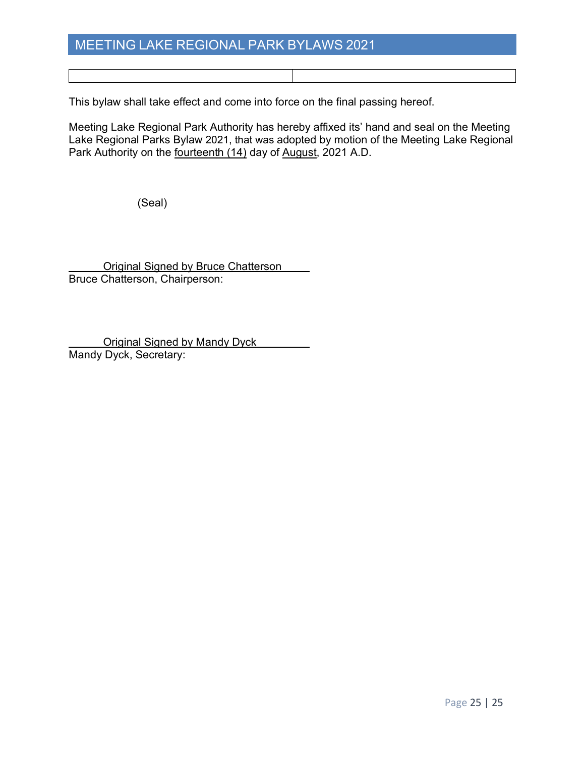| | |
|---|---|
| | |

This bylaw shall take effect and come into force on the final passing hereof.

Meeting Lake Regional Park Authority has hereby affixed its' hand and seal on the Meeting Lake Regional Parks Bylaw 2021, that was adopted by motion of the Meeting Lake Regional Park Authority on the fourteenth (14) day of August, 2021 A.D.

(Seal)

Original Signed by Bruce Chatterson
Bruce Chatterson, Chairperson:

Original Signed by Mandy Dyck
Mandy Dyck, Secretary: